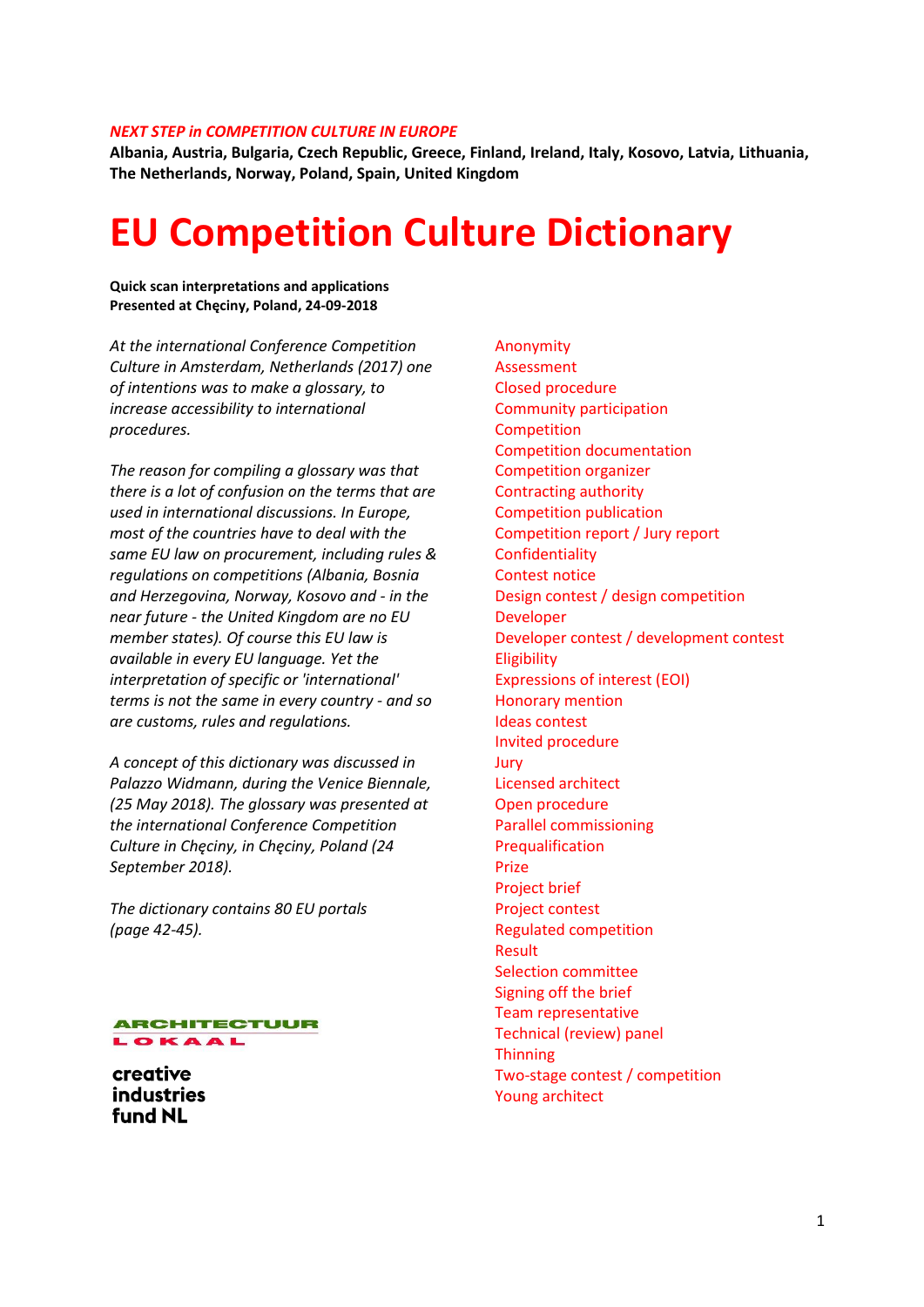***NEXT STEP in COMPETITION CULTURE IN EUROPE***

**Albania, Austria, Bulgaria, Czech Republic, Greece, Finland, Ireland, Italy, Kosovo, Latvia, Lithuania, The Netherlands, Norway, Poland, Spain, United Kingdom**

# EU Competition Culture Dictionary

**Quick scan interpretations and applications**
**Presented at Chęciny, Poland, 24-09-2018**

*At the international Conference Competition Culture in Amsterdam, Netherlands (2017) one of intentions was to make a glossary, to increase accessibility to international procedures.*

*The reason for compiling a glossary was that there is a lot of confusion on the terms that are used in international discussions. In Europe, most of the countries have to deal with the same EU law on procurement, including rules & regulations on competitions (Albania, Bosnia and Herzegovina, Norway, Kosovo and - in the near future - the United Kingdom are no EU member states). Of course this EU law is available in every EU language. Yet the interpretation of specific or 'international' terms is not the same in every country - and so are customs, rules and regulations.*

*A concept of this dictionary was discussed in Palazzo Widmann, during the Venice Biennale, (25 May 2018). The glossary was presented at the international Conference Competition Culture in Chęciny, in Chęciny, Poland (24 September 2018).*

*The dictionary contains 80 EU portals (page 42-45).*

ARCHITECTUUR LOKAAL

creative industries fund NL

- Anonymity
- Assessment
- Closed procedure
- Community participation
- Competition
- Competition documentation
- Competition organizer
- Contracting authority
- Competition publication
- Competition report / Jury report
- Confidentiality
- Contest notice
- Design contest / design competition
- Developer
- Developer contest / development contest
- Eligibility
- Expressions of interest (EOI)
- Honorary mention
- Ideas contest
- Invited procedure
- Jury
- Licensed architect
- Open procedure
- Parallel commissioning
- Prequalification
- Prize
- Project brief
- Project contest
- Regulated competition
- Result
- Selection committee
- Signing off the brief
- Team representative
- Technical (review) panel
- Thinning
- Two-stage contest / competition
- Young architect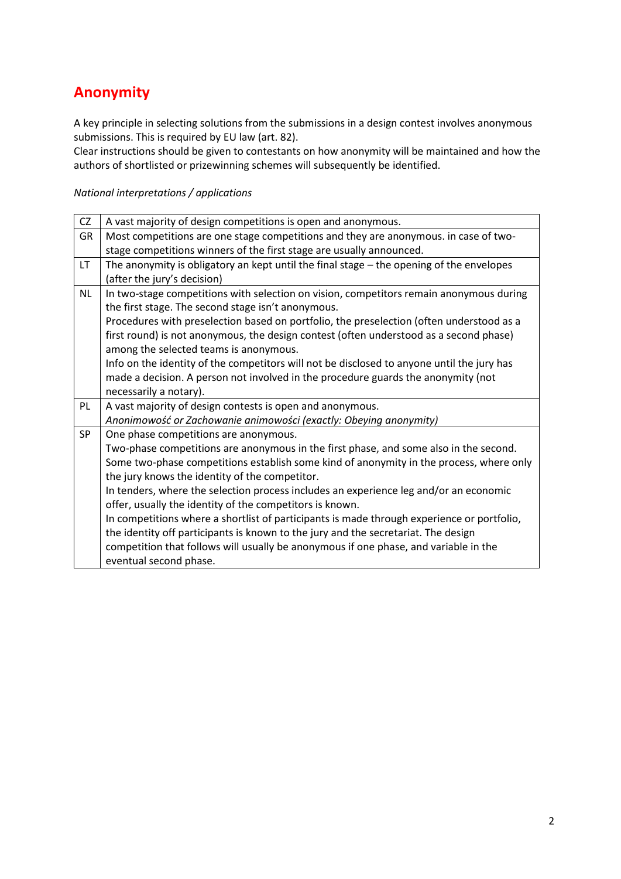## Anonymity

A key principle in selecting solutions from the submissions in a design contest involves anonymous submissions. This is required by EU law (art. 82).
Clear instructions should be given to contestants on how anonymity will be maintained and how the authors of shortlisted or prizewinning schemes will subsequently be identified.

*National interpretations / applications*

| | |
|---|---|
| CZ | A vast majority of design competitions is open and anonymous. |
| GR | Most competitions are one stage competitions and they are anonymous. in case of two-stage competitions winners of the first stage are usually announced. |
| LT | The anonymity is obligatory an kept until the final stage – the opening of the envelopes (after the jury's decision) |
| NL | In two-stage competitions with selection on vision, competitors remain anonymous during the first stage. The second stage isn't anonymous.<br>Procedures with preselection based on portfolio, the preselection (often understood as a first round) is not anonymous, the design contest (often understood as a second phase) among the selected teams is anonymous.<br>Info on the identity of the competitors will not be disclosed to anyone until the jury has made a decision. A person not involved in the procedure guards the anonymity (not necessarily a notary). |
| PL | A vast majority of design contests is open and anonymous.<br>*Anonimowość or Zachowanie animowości (exactly: Obeying anonymity)* |
| SP | One phase competitions are anonymous.<br>Two-phase competitions are anonymous in the first phase, and some also in the second. Some two-phase competitions establish some kind of anonymity in the process, where only the jury knows the identity of the competitor.<br>In tenders, where the selection process includes an experience leg and/or an economic offer, usually the identity of the competitors is known.<br>In competitions where a shortlist of participants is made through experience or portfolio, the identity off participants is known to the jury and the secretariat. The design competition that follows will usually be anonymous if one phase, and variable in the eventual second phase. |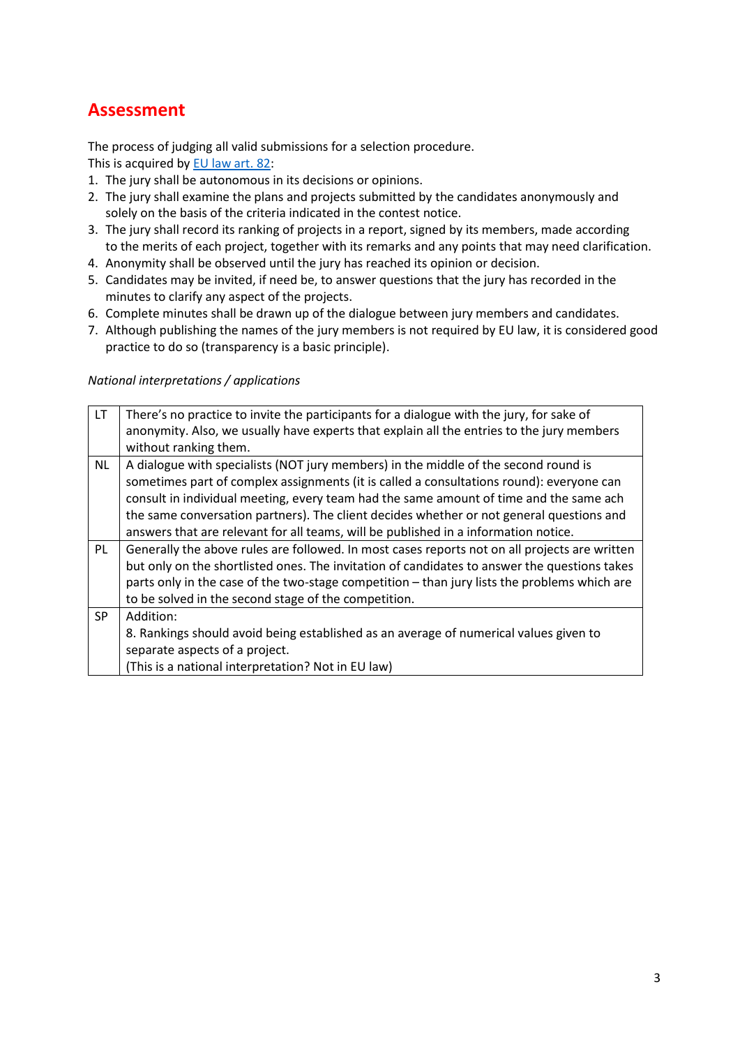# Assessment

The process of judging all valid submissions for a selection procedure.
This is acquired by [EU law art. 82](#):

1. The jury shall be autonomous in its decisions or opinions.
2. The jury shall examine the plans and projects submitted by the candidates anonymously and solely on the basis of the criteria indicated in the contest notice.
3. The jury shall record its ranking of projects in a report, signed by its members, made according to the merits of each project, together with its remarks and any points that may need clarification.
4. Anonymity shall be observed until the jury has reached its opinion or decision.
5. Candidates may be invited, if need be, to answer questions that the jury has recorded in the minutes to clarify any aspect of the projects.
6. Complete minutes shall be drawn up of the dialogue between jury members and candidates.
7. Although publishing the names of the jury members is not required by EU law, it is considered good practice to do so (transparency is a basic principle).

*National interpretations / applications*

| | |
|---|---|
| LT | There's no practice to invite the participants for a dialogue with the jury, for sake of anonymity. Also, we usually have experts that explain all the entries to the jury members without ranking them. |
| NL | A dialogue with specialists (NOT jury members) in the middle of the second round is sometimes part of complex assignments (it is called a consultations round): everyone can consult in individual meeting, every team had the same amount of time and the same ach the same conversation partners). The client decides whether or not general questions and answers that are relevant for all teams, will be published in a information notice. |
| PL | Generally the above rules are followed. In most cases reports not on all projects are written but only on the shortlisted ones. The invitation of candidates to answer the questions takes parts only in the case of the two-stage competition – than jury lists the problems which are to be solved in the second stage of the competition. |
| SP | Addition:<br>8. Rankings should avoid being established as an average of numerical values given to separate aspects of a project.<br>(This is a national interpretation? Not in EU law) |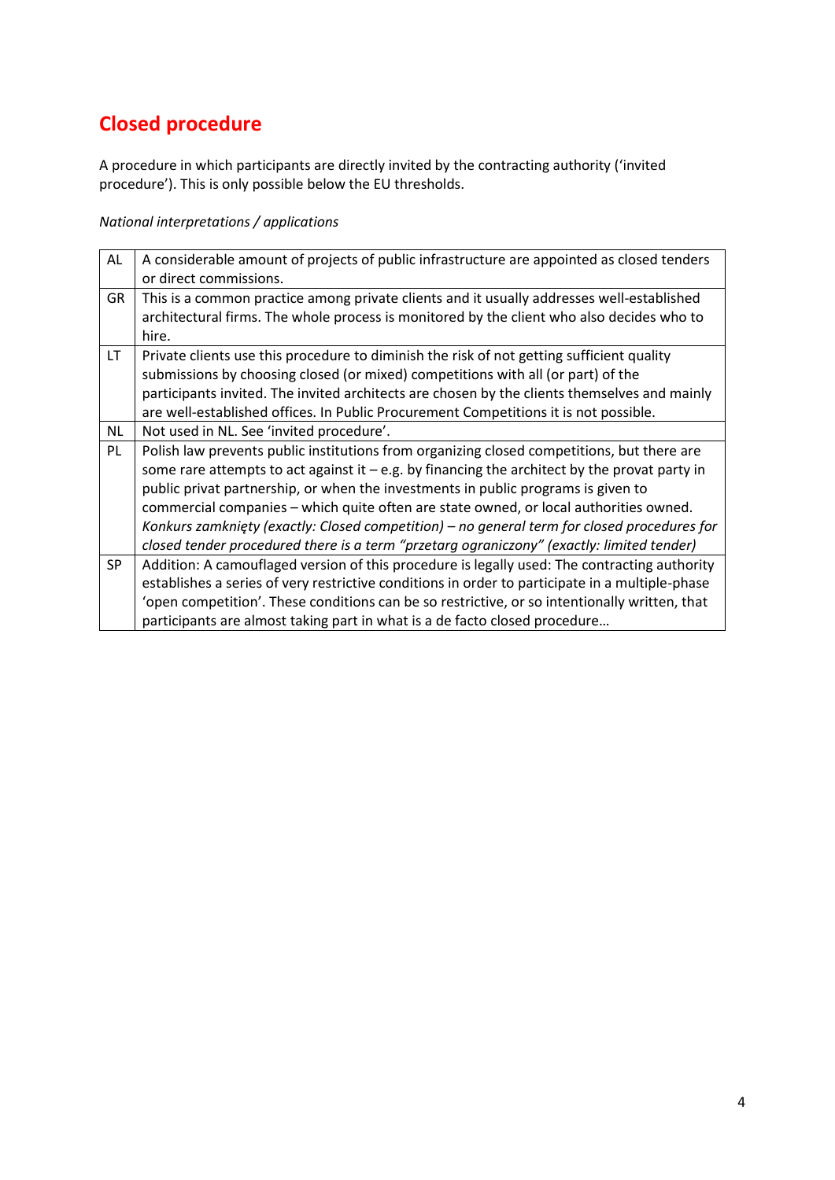# Closed procedure

A procedure in which participants are directly invited by the contracting authority ('invited procedure'). This is only possible below the EU thresholds.

*National interpretations / applications*

| | |
|---|---|
| AL | A considerable amount of projects of public infrastructure are appointed as closed tenders or direct commissions. |
| GR | This is a common practice among private clients and it usually addresses well-established architectural firms. The whole process is monitored by the client who also decides who to hire. |
| LT | Private clients use this procedure to diminish the risk of not getting sufficient quality submissions by choosing closed (or mixed) competitions with all (or part) of the participants invited. The invited architects are chosen by the clients themselves and mainly are well-established offices. In Public Procurement Competitions it is not possible. |
| NL | Not used in NL. See 'invited procedure'. |
| PL | Polish law prevents public institutions from organizing closed competitions, but there are some rare attempts to act against it – e.g. by financing the architect by the provat party in public privat partnership, or when the investments in public programs is given to commercial companies – which quite often are state owned, or local authorities owned. *Konkurs zamknięty (exactly: Closed competition) – no general term for closed procedures for closed tender procedured there is a term "przetarg ograniczony" (exactly: limited tender)* |
| SP | Addition: A camouflaged version of this procedure is legally used: The contracting authority establishes a series of very restrictive conditions in order to participate in a multiple-phase 'open competition'. These conditions can be so restrictive, or so intentionally written, that participants are almost taking part in what is a de facto closed procedure… |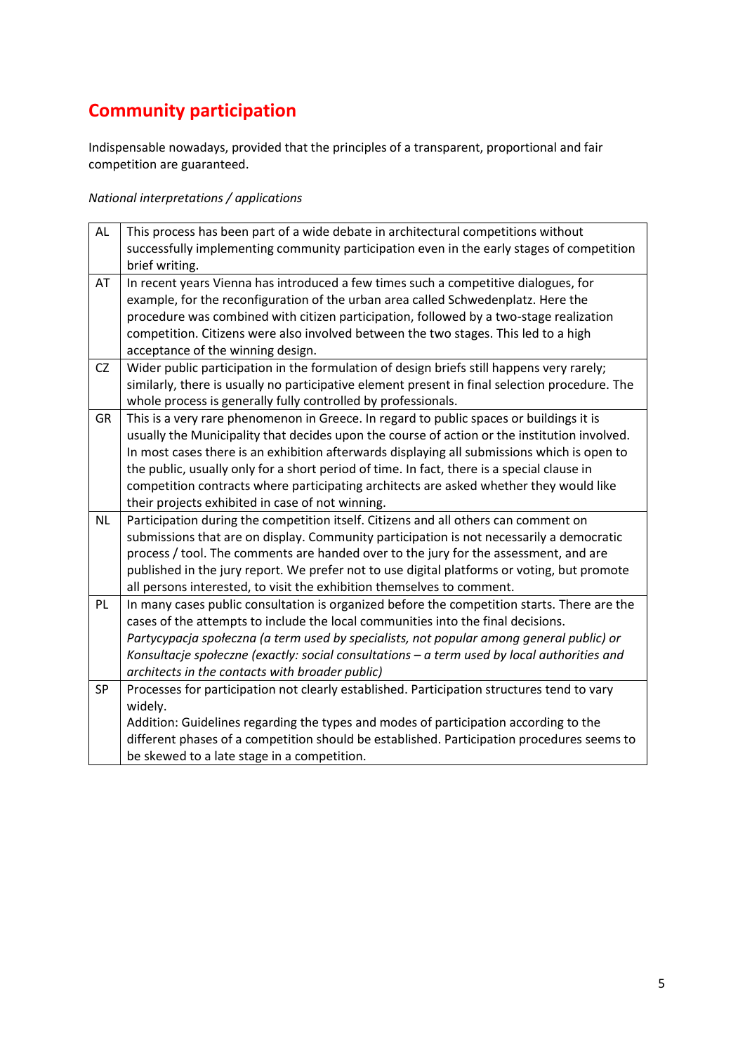## Community participation

Indispensable nowadays, provided that the principles of a transparent, proportional and fair competition are guaranteed.

*National interpretations / applications*

| | |
|---|---|
| AL | This process has been part of a wide debate in architectural competitions without successfully implementing community participation even in the early stages of competition brief writing. |
| AT | In recent years Vienna has introduced a few times such a competitive dialogues, for example, for the reconfiguration of the urban area called Schwedenplatz. Here the procedure was combined with citizen participation, followed by a two-stage realization competition. Citizens were also involved between the two stages. This led to a high acceptance of the winning design. |
| CZ | Wider public participation in the formulation of design briefs still happens very rarely; similarly, there is usually no participative element present in final selection procedure. The whole process is generally fully controlled by professionals. |
| GR | This is a very rare phenomenon in Greece. In regard to public spaces or buildings it is usually the Municipality that decides upon the course of action or the institution involved. In most cases there is an exhibition afterwards displaying all submissions which is open to the public, usually only for a short period of time. In fact, there is a special clause in competition contracts where participating architects are asked whether they would like their projects exhibited in case of not winning. |
| NL | Participation during the competition itself. Citizens and all others can comment on submissions that are on display. Community participation is not necessarily a democratic process / tool. The comments are handed over to the jury for the assessment, and are published in the jury report. We prefer not to use digital platforms or voting, but promote all persons interested, to visit the exhibition themselves to comment. |
| PL | In many cases public consultation is organized before the competition starts. There are the cases of the attempts to include the local communities into the final decisions. *Partycypacja społeczna (a term used by specialists, not popular among general public) or Konsultacje społeczne (exactly: social consultations – a term used by local authorities and architects in the contacts with broader public)* |
| SP | Processes for participation not clearly established. Participation structures tend to vary widely. Addition: Guidelines regarding the types and modes of participation according to the different phases of a competition should be established. Participation procedures seems to be skewed to a late stage in a competition. |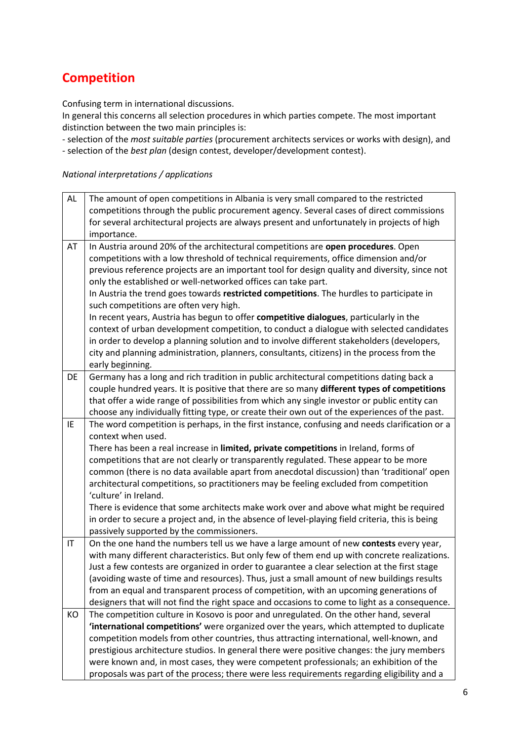# Competition

Confusing term in international discussions.
In general this concerns all selection procedures in which parties compete. The most important distinction between the two main principles is:
- selection of the *most suitable parties* (procurement architects services or works with design), and
- selection of the *best plan* (design contest, developer/development contest).

*National interpretations / applications*

| | |
|---|---|
| AL | The amount of open competitions in Albania is very small compared to the restricted competitions through the public procurement agency. Several cases of direct commissions for several architectural projects are always present and unfortunately in projects of high importance. |
| AT | In Austria around 20% of the architectural competitions are **open procedures**. Open competitions with a low threshold of technical requirements, office dimension and/or previous reference projects are an important tool for design quality and diversity, since not only the established or well-networked offices can take part.<br>In Austria the trend goes towards **restricted competitions**. The hurdles to participate in such competitions are often very high.<br>In recent years, Austria has begun to offer **competitive dialogues**, particularly in the context of urban development competition, to conduct a dialogue with selected candidates in order to develop a planning solution and to involve different stakeholders (developers, city and planning administration, planners, consultants, citizens) in the process from the early beginning. |
| DE | Germany has a long and rich tradition in public architectural competitions dating back a couple hundred years. It is positive that there are so many **different types of competitions** that offer a wide range of possibilities from which any single investor or public entity can choose any individually fitting type, or create their own out of the experiences of the past. |
| IE | The word competition is perhaps, in the first instance, confusing and needs clarification or a context when used.<br>There has been a real increase in **limited, private competitions** in Ireland, forms of competitions that are not clearly or transparently regulated. These appear to be more common (there is no data available apart from anecdotal discussion) than 'traditional' open architectural competitions, so practitioners may be feeling excluded from competition 'culture' in Ireland.<br>There is evidence that some architects make work over and above what might be required in order to secure a project and, in the absence of level-playing field criteria, this is being passively supported by the commissioners. |
| IT | On the one hand the numbers tell us we have a large amount of new **contests** every year, with many different characteristics. But only few of them end up with concrete realizations. Just a few contests are organized in order to guarantee a clear selection at the first stage (avoiding waste of time and resources). Thus, just a small amount of new buildings results from an equal and transparent process of competition, with an upcoming generations of designers that will not find the right space and occasions to come to light as a consequence. |
| KO | The competition culture in Kosovo is poor and unregulated. On the other hand, several **'international competitions'** were organized over the years, which attempted to duplicate competition models from other countries, thus attracting international, well-known, and prestigious architecture studios. In general there were positive changes: the jury members were known and, in most cases, they were competent professionals; an exhibition of the proposals was part of the process; there were less requirements regarding eligibility and a |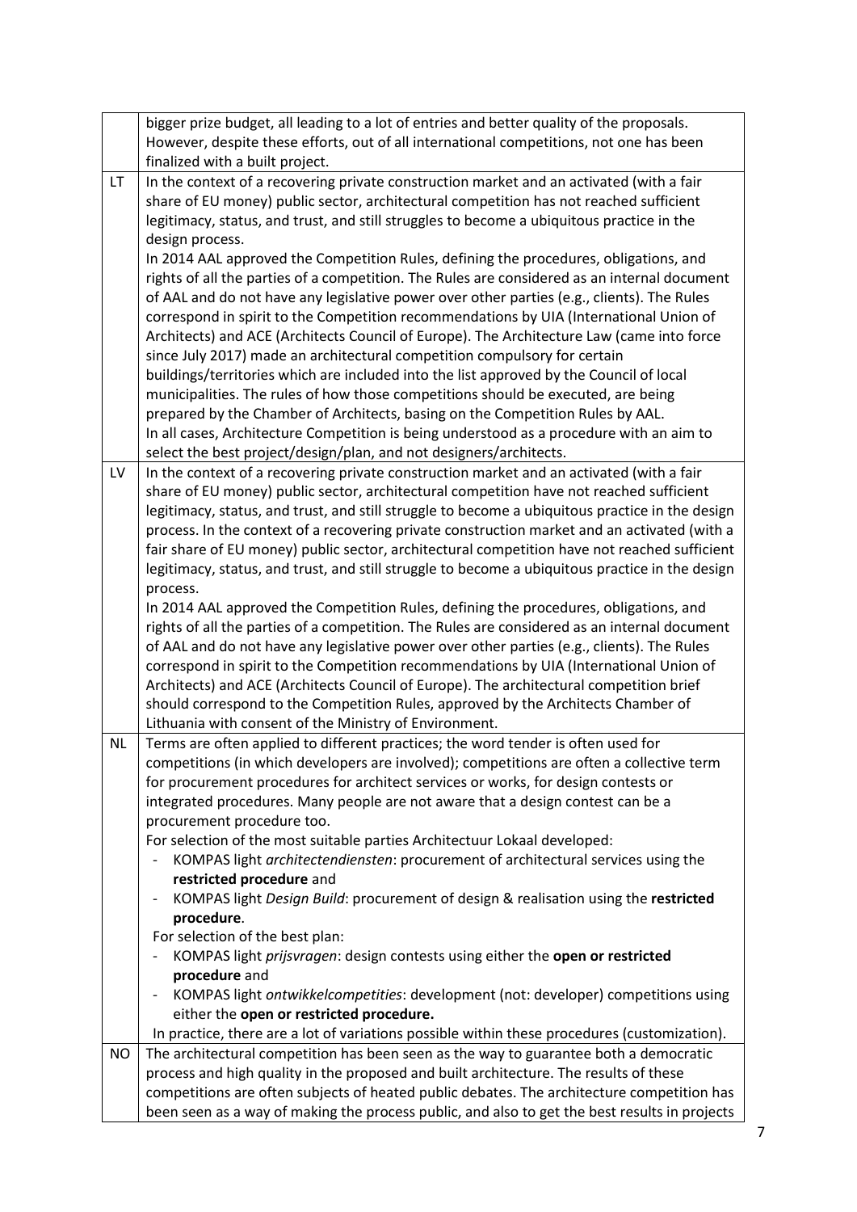| | |
|---|---|
| | bigger prize budget, all leading to a lot of entries and better quality of the proposals. However, despite these efforts, out of all international competitions, not one has been finalized with a built project. |
| LT | In the context of a recovering private construction market and an activated (with a fair share of EU money) public sector, architectural competition has not reached sufficient legitimacy, status, and trust, and still struggles to become a ubiquitous practice in the design process.<br>In 2014 AAL approved the Competition Rules, defining the procedures, obligations, and rights of all the parties of a competition. The Rules are considered as an internal document of AAL and do not have any legislative power over other parties (e.g., clients). The Rules correspond in spirit to the Competition recommendations by UIA (International Union of Architects) and ACE (Architects Council of Europe). The Architecture Law (came into force since July 2017) made an architectural competition compulsory for certain buildings/territories which are included into the list approved by the Council of local municipalities. The rules of how those competitions should be executed, are being prepared by the Chamber of Architects, basing on the Competition Rules by AAL.<br>In all cases, Architecture Competition is being understood as a procedure with an aim to select the best project/design/plan, and not designers/architects. |
| LV | In the context of a recovering private construction market and an activated (with a fair share of EU money) public sector, architectural competition have not reached sufficient legitimacy, status, and trust, and still struggle to become a ubiquitous practice in the design process. In the context of a recovering private construction market and an activated (with a fair share of EU money) public sector, architectural competition have not reached sufficient legitimacy, status, and trust, and still struggle to become a ubiquitous practice in the design process.<br>In 2014 AAL approved the Competition Rules, defining the procedures, obligations, and rights of all the parties of a competition. The Rules are considered as an internal document of AAL and do not have any legislative power over other parties (e.g., clients). The Rules correspond in spirit to the Competition recommendations by UIA (International Union of Architects) and ACE (Architects Council of Europe). The architectural competition brief should correspond to the Competition Rules, approved by the Architects Chamber of Lithuania with consent of the Ministry of Environment. |
| NL | Terms are often applied to different practices; the word tender is often used for competitions (in which developers are involved); competitions are often a collective term for procurement procedures for architect services or works, for design contests or integrated procedures. Many people are not aware that a design contest can be a procurement procedure too.<br>For selection of the most suitable parties Architectuur Lokaal developed:<br>- KOMPAS light *architectendiensten*: procurement of architectural services using the **restricted procedure** and<br>- KOMPAS light *Design Build*: procurement of design & realisation using the **restricted procedure**.<br>For selection of the best plan:<br>- KOMPAS light *prijsvragen*: design contests using either the **open or restricted procedure** and<br>- KOMPAS light *ontwikkelcompetities*: development (not: developer) competitions using either the **open or restricted procedure.**<br>In practice, there are a lot of variations possible within these procedures (customization). |
| NO | The architectural competition has been seen as the way to guarantee both a democratic process and high quality in the proposed and built architecture. The results of these competitions are often subjects of heated public debates. The architecture competition has been seen as a way of making the process public, and also to get the best results in projects |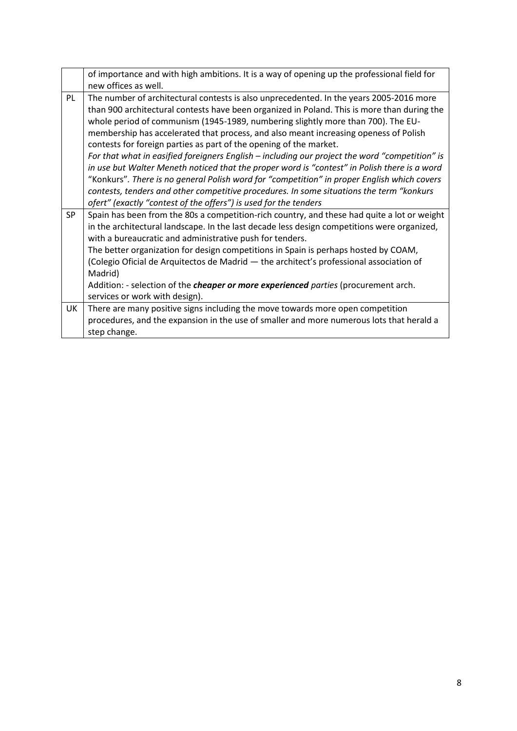| | |
|---|---|
| | of importance and with high ambitions. It is a way of opening up the professional field for new offices as well. |
| PL | The number of architectural contests is also unprecedented. In the years 2005-2016 more than 900 architectural contests have been organized in Poland. This is more than during the whole period of communism (1945-1989, numbering slightly more than 700). The EU-membership has accelerated that process, and also meant increasing openess of Polish contests for foreign parties as part of the opening of the market.<br>*For that what in easified foreigners English – including our project the word "competition" is in use but Walter Meneth noticed that the proper word is "contest" in Polish there is a word* "Konkurs". *There is no general Polish word for "competition" in proper English which covers contests, tenders and other competitive procedures. In some situations the term "konkurs ofert" (exactly "contest of the offers") is used for the tenders* |
| SP | Spain has been from the 80s a competition-rich country, and these had quite a lot or weight in the architectural landscape. In the last decade less design competitions were organized, with a bureaucratic and administrative push for tenders.<br>The better organization for design competitions in Spain is perhaps hosted by COAM, (Colegio Oficial de Arquitectos de Madrid — the architect's professional association of Madrid)<br>Addition: - selection of the ***cheaper or more experienced*** *parties* (procurement arch. services or work with design). |
| UK | There are many positive signs including the move towards more open competition procedures, and the expansion in the use of smaller and more numerous lots that herald a step change. |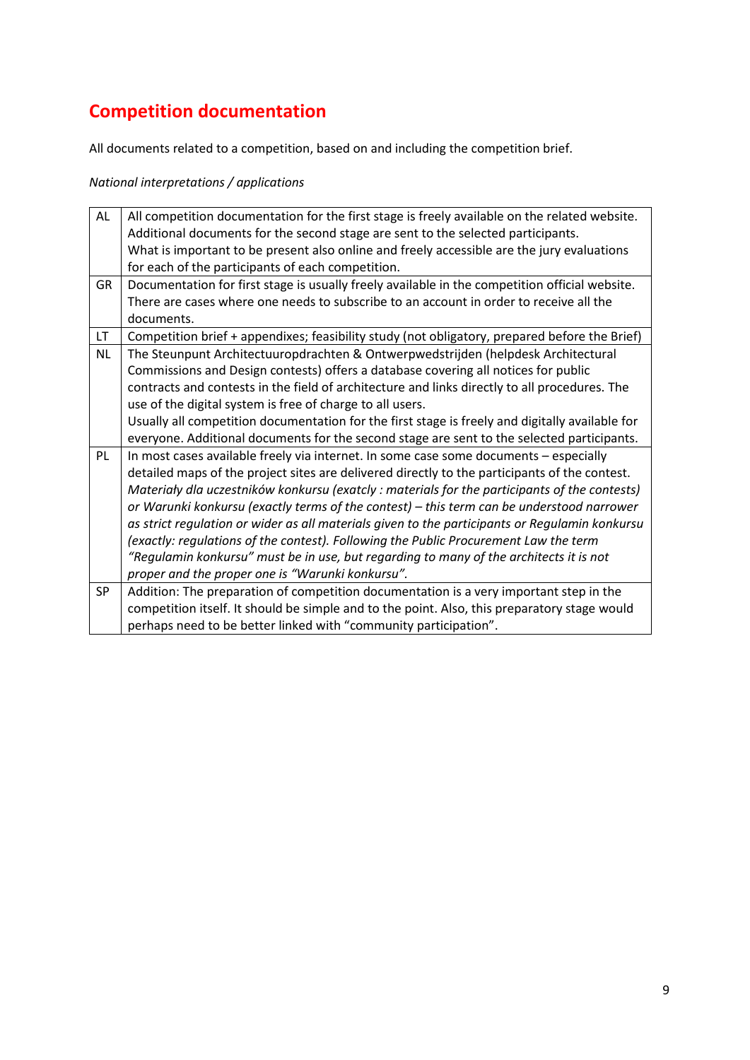## Competition documentation

All documents related to a competition, based on and including the competition brief.

*National interpretations / applications*

| | |
|---|---|
| AL | All competition documentation for the first stage is freely available on the related website. Additional documents for the second stage are sent to the selected participants. What is important to be present also online and freely accessible are the jury evaluations for each of the participants of each competition. |
| GR | Documentation for first stage is usually freely available in the competition official website. There are cases where one needs to subscribe to an account in order to receive all the documents. |
| LT | Competition brief + appendixes; feasibility study (not obligatory, prepared before the Brief) |
| NL | The Steunpunt Architectuuropdrachten & Ontwerpwedstrijden (helpdesk Architectural Commissions and Design contests) offers a database covering all notices for public contracts and contests in the field of architecture and links directly to all procedures. The use of the digital system is free of charge to all users. Usually all competition documentation for the first stage is freely and digitally available for everyone. Additional documents for the second stage are sent to the selected participants. |
| PL | In most cases available freely via internet. In some case some documents – especially detailed maps of the project sites are delivered directly to the participants of the contest. *Materiały dla uczestników konkursu (exatcly : materials for the participants of the contests) or Warunki konkursu (exactly terms of the contest) – this term can be understood narrower as strict regulation or wider as all materials given to the participants or Regulamin konkursu (exactly: regulations of the contest). Following the Public Procurement Law the term "Regulamin konkursu" must be in use, but regarding to many of the architects it is not proper and the proper one is "Warunki konkursu".* |
| SP | Addition: The preparation of competition documentation is a very important step in the competition itself. It should be simple and to the point. Also, this preparatory stage would perhaps need to be better linked with "community participation". |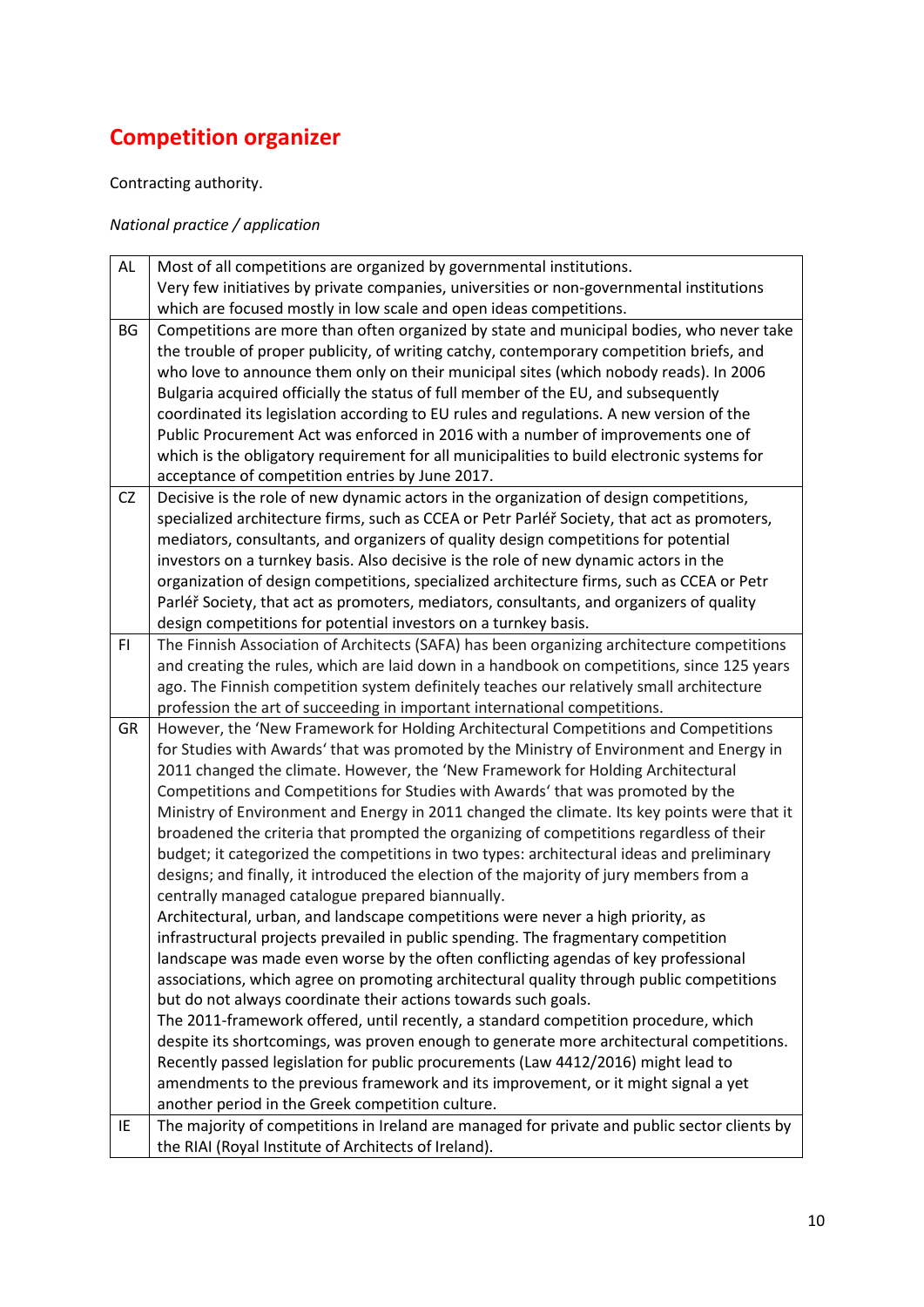# Competition organizer

Contracting authority.

*National practice / application*

| | |
|---|---|
| AL | Most of all competitions are organized by governmental institutions.<br>Very few initiatives by private companies, universities or non-governmental institutions which are focused mostly in low scale and open ideas competitions. |
| BG | Competitions are more than often organized by state and municipal bodies, who never take the trouble of proper publicity, of writing catchy, contemporary competition briefs, and who love to announce them only on their municipal sites (which nobody reads). In 2006 Bulgaria acquired officially the status of full member of the EU, and subsequently coordinated its legislation according to EU rules and regulations. A new version of the Public Procurement Act was enforced in 2016 with a number of improvements one of which is the obligatory requirement for all municipalities to build electronic systems for acceptance of competition entries by June 2017. |
| CZ | Decisive is the role of new dynamic actors in the organization of design competitions, specialized architecture firms, such as CCEA or Petr Parléř Society, that act as promoters, mediators, consultants, and organizers of quality design competitions for potential investors on a turnkey basis. Also decisive is the role of new dynamic actors in the organization of design competitions, specialized architecture firms, such as CCEA or Petr Parléř Society, that act as promoters, mediators, consultants, and organizers of quality design competitions for potential investors on a turnkey basis. |
| FI | The Finnish Association of Architects (SAFA) has been organizing architecture competitions and creating the rules, which are laid down in a handbook on competitions, since 125 years ago. The Finnish competition system definitely teaches our relatively small architecture profession the art of succeeding in important international competitions. |
| GR | However, the 'New Framework for Holding Architectural Competitions and Competitions for Studies with Awards' that was promoted by the Ministry of Environment and Energy in 2011 changed the climate. However, the 'New Framework for Holding Architectural Competitions and Competitions for Studies with Awards' that was promoted by the Ministry of Environment and Energy in 2011 changed the climate. Its key points were that it broadened the criteria that prompted the organizing of competitions regardless of their budget; it categorized the competitions in two types: architectural ideas and preliminary designs; and finally, it introduced the election of the majority of jury members from a centrally managed catalogue prepared biannually.<br>Architectural, urban, and landscape competitions were never a high priority, as infrastructural projects prevailed in public spending. The fragmentary competition landscape was made even worse by the often conflicting agendas of key professional associations, which agree on promoting architectural quality through public competitions but do not always coordinate their actions towards such goals.<br>The 2011-framework offered, until recently, a standard competition procedure, which despite its shortcomings, was proven enough to generate more architectural competitions. Recently passed legislation for public procurements (Law 4412/2016) might lead to amendments to the previous framework and its improvement, or it might signal a yet another period in the Greek competition culture. |
| IE | The majority of competitions in Ireland are managed for private and public sector clients by the RIAI (Royal Institute of Architects of Ireland). |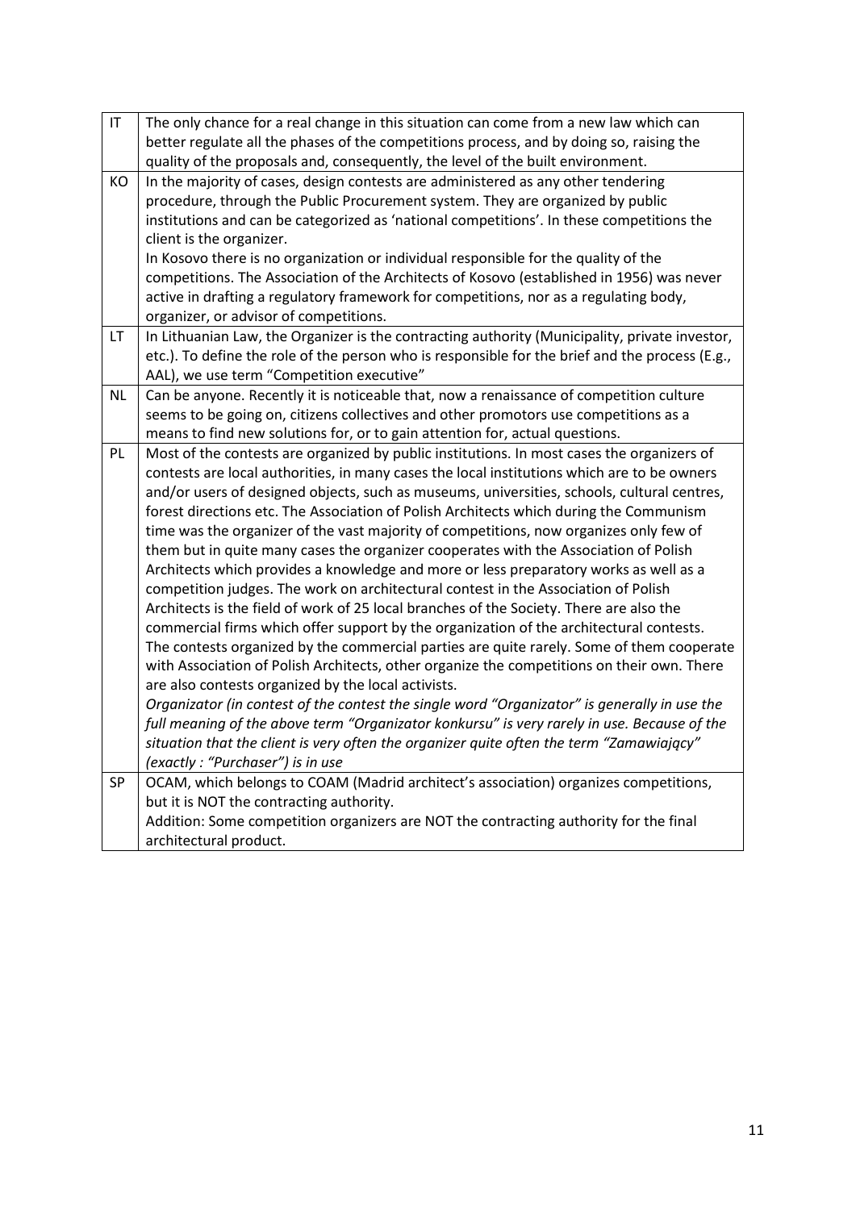| | |
|---|---|
| IT | The only chance for a real change in this situation can come from a new law which can better regulate all the phases of the competitions process, and by doing so, raising the quality of the proposals and, consequently, the level of the built environment. |
| KO | In the majority of cases, design contests are administered as any other tendering procedure, through the Public Procurement system. They are organized by public institutions and can be categorized as 'national competitions'. In these competitions the client is the organizer.<br>In Kosovo there is no organization or individual responsible for the quality of the competitions. The Association of the Architects of Kosovo (established in 1956) was never active in drafting a regulatory framework for competitions, nor as a regulating body, organizer, or advisor of competitions. |
| LT | In Lithuanian Law, the Organizer is the contracting authority (Municipality, private investor, etc.). To define the role of the person who is responsible for the brief and the process (E.g., AAL), we use term "Competition executive" |
| NL | Can be anyone. Recently it is noticeable that, now a renaissance of competition culture seems to be going on, citizens collectives and other promotors use competitions as a means to find new solutions for, or to gain attention for, actual questions. |
| PL | Most of the contests are organized by public institutions. In most cases the organizers of contests are local authorities, in many cases the local institutions which are to be owners and/or users of designed objects, such as museums, universities, schools, cultural centres, forest directions etc. The Association of Polish Architects which during the Communism time was the organizer of the vast majority of competitions, now organizes only few of them but in quite many cases the organizer cooperates with the Association of Polish Architects which provides a knowledge and more or less preparatory works as well as a competition judges. The work on architectural contest in the Association of Polish Architects is the field of work of 25 local branches of the Society. There are also the commercial firms which offer support by the organization of the architectural contests. The contests organized by the commercial parties are quite rarely. Some of them cooperate with Association of Polish Architects, other organize the competitions on their own. There are also contests organized by the local activists.<br>*Organizator (in contest of the contest the single word "Organizator" is generally in use the full meaning of the above term "Organizator konkursu" is very rarely in use. Because of the situation that the client is very often the organizer quite often the term "Zamawiający" (exactly : "Purchaser") is in use* |
| SP | OCAM, which belongs to COAM (Madrid architect's association) organizes competitions, but it is NOT the contracting authority.<br>Addition: Some competition organizers are NOT the contracting authority for the final architectural product. |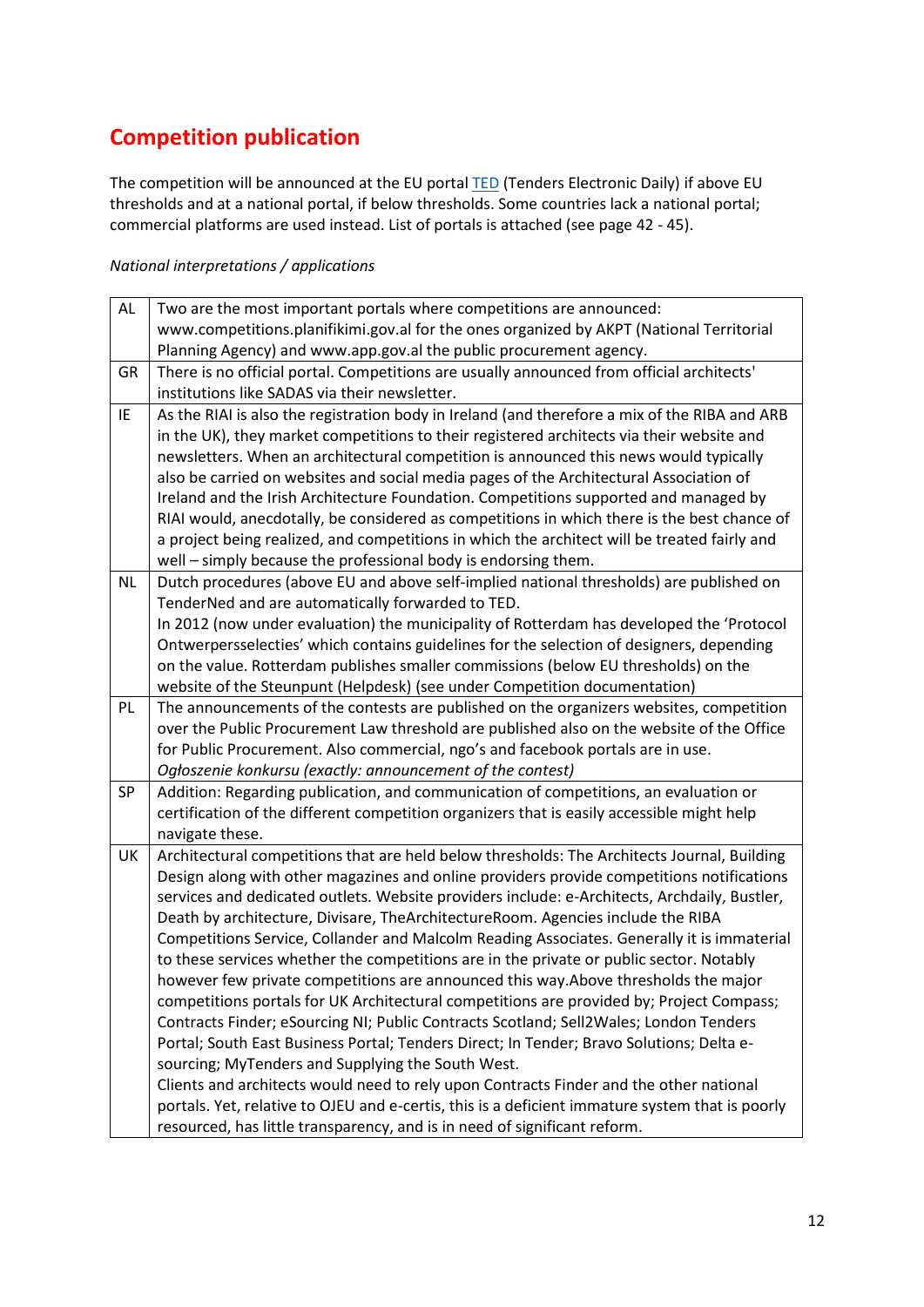## Competition publication

The competition will be announced at the EU portal TED (Tenders Electronic Daily) if above EU thresholds and at a national portal, if below thresholds. Some countries lack a national portal; commercial platforms are used instead. List of portals is attached (see page 42 - 45).

*National interpretations / applications*

| | |
|---|---|
| AL | Two are the most important portals where competitions are announced: www.competitions.planifikimi.gov.al for the ones organized by AKPT (National Territorial Planning Agency) and www.app.gov.al the public procurement agency. |
| GR | There is no official portal. Competitions are usually announced from official architects' institutions like SADAS via their newsletter. |
| IE | As the RIAI is also the registration body in Ireland (and therefore a mix of the RIBA and ARB in the UK), they market competitions to their registered architects via their website and newsletters. When an architectural competition is announced this news would typically also be carried on websites and social media pages of the Architectural Association of Ireland and the Irish Architecture Foundation. Competitions supported and managed by RIAI would, anecdotally, be considered as competitions in which there is the best chance of a project being realized, and competitions in which the architect will be treated fairly and well – simply because the professional body is endorsing them. |
| NL | Dutch procedures (above EU and above self-implied national thresholds) are published on TenderNed and are automatically forwarded to TED.<br>In 2012 (now under evaluation) the municipality of Rotterdam has developed the 'Protocol Ontwerpersselecties' which contains guidelines for the selection of designers, depending on the value. Rotterdam publishes smaller commissions (below EU thresholds) on the website of the Steunpunt (Helpdesk) (see under Competition documentation) |
| PL | The announcements of the contests are published on the organizers websites, competition over the Public Procurement Law threshold are published also on the website of the Office for Public Procurement. Also commercial, ngo's and facebook portals are in use.<br>*Ogłoszenie konkursu (exactly: announcement of the contest)* |
| SP | Addition: Regarding publication, and communication of competitions, an evaluation or certification of the different competition organizers that is easily accessible might help navigate these. |
| UK | Architectural competitions that are held below thresholds: The Architects Journal, Building Design along with other magazines and online providers provide competitions notifications services and dedicated outlets. Website providers include: e-Architects, Archdaily, Bustler, Death by architecture, Divisare, TheArchitectureRoom. Agencies include the RIBA Competitions Service, Collander and Malcolm Reading Associates. Generally it is immaterial to these services whether the competitions are in the private or public sector. Notably however few private competitions are announced this way.Above thresholds the major competitions portals for UK Architectural competitions are provided by; Project Compass; Contracts Finder; eSourcing NI; Public Contracts Scotland; Sell2Wales; London Tenders Portal; South East Business Portal; Tenders Direct; In Tender; Bravo Solutions; Delta e-sourcing; MyTenders and Supplying the South West.<br>Clients and architects would need to rely upon Contracts Finder and the other national portals. Yet, relative to OJEU and e-certis, this is a deficient immature system that is poorly resourced, has little transparency, and is in need of significant reform. |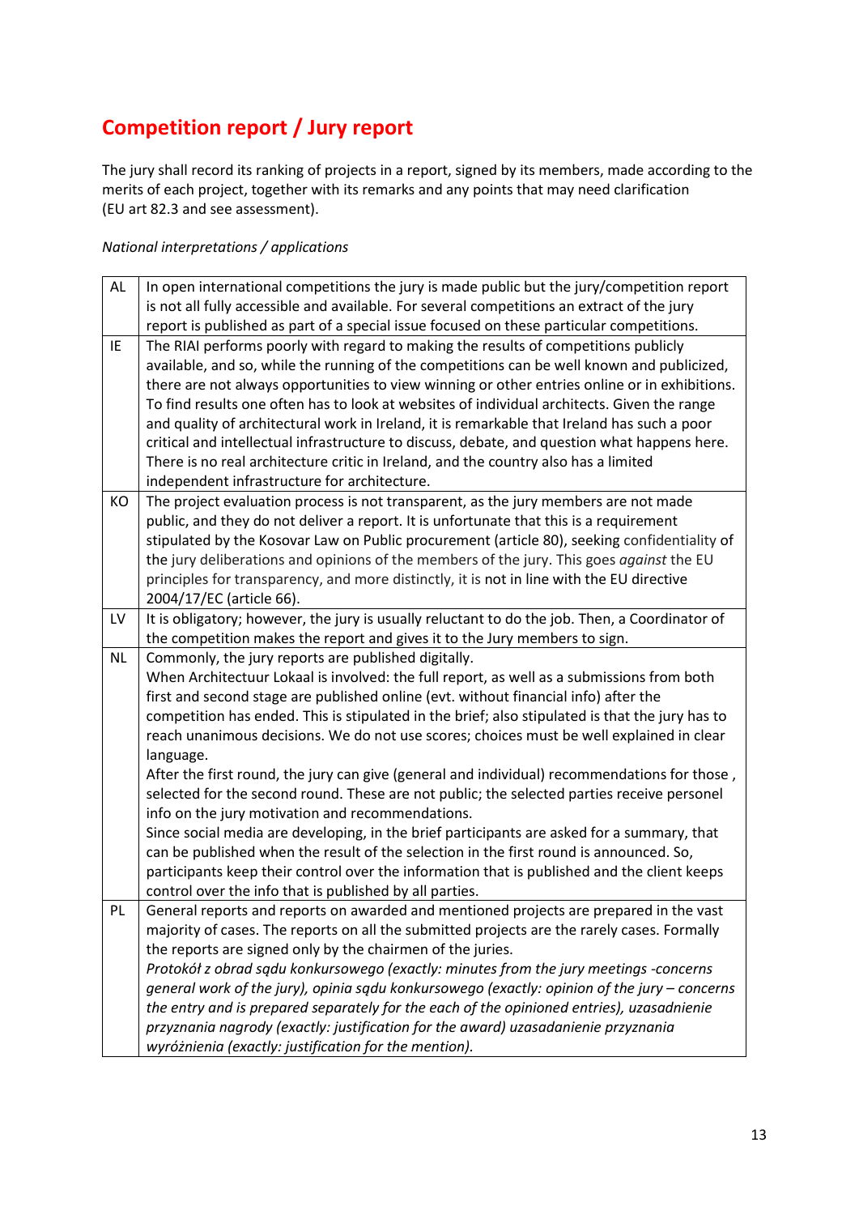## Competition report / Jury report

The jury shall record its ranking of projects in a report, signed by its members, made according to the merits of each project, together with its remarks and any points that may need clarification (EU art 82.3 and see assessment).

*National interpretations / applications*

| | |
|---|---|
| AL | In open international competitions the jury is made public but the jury/competition report is not all fully accessible and available. For several competitions an extract of the jury report is published as part of a special issue focused on these particular competitions. |
| IE | The RIAI performs poorly with regard to making the results of competitions publicly available, and so, while the running of the competitions can be well known and publicized, there are not always opportunities to view winning or other entries online or in exhibitions. To find results one often has to look at websites of individual architects. Given the range and quality of architectural work in Ireland, it is remarkable that Ireland has such a poor critical and intellectual infrastructure to discuss, debate, and question what happens here. There is no real architecture critic in Ireland, and the country also has a limited independent infrastructure for architecture. |
| KO | The project evaluation process is not transparent, as the jury members are not made public, and they do not deliver a report. It is unfortunate that this is a requirement stipulated by the Kosovar Law on Public procurement (article 80), seeking confidentiality of the jury deliberations and opinions of the members of the jury. This goes *against* the EU principles for transparency, and more distinctly, it is not in line with the EU directive 2004/17/EC (article 66). |
| LV | It is obligatory; however, the jury is usually reluctant to do the job. Then, a Coordinator of the competition makes the report and gives it to the Jury members to sign. |
| NL | Commonly, the jury reports are published digitally.<br>When Architectuur Lokaal is involved: the full report, as well as a submissions from both first and second stage are published online (evt. without financial info) after the competition has ended. This is stipulated in the brief; also stipulated is that the jury has to reach unanimous decisions. We do not use scores; choices must be well explained in clear language.<br>After the first round, the jury can give (general and individual) recommendations for those , selected for the second round. These are not public; the selected parties receive personel info on the jury motivation and recommendations.<br>Since social media are developing, in the brief participants are asked for a summary, that can be published when the result of the selection in the first round is announced. So, participants keep their control over the information that is published and the client keeps control over the info that is published by all parties. |
| PL | General reports and reports on awarded and mentioned projects are prepared in the vast majority of cases. The reports on all the submitted projects are the rarely cases. Formally the reports are signed only by the chairmen of the juries.<br>*Protokół z obrad sądu konkursowego (exactly: minutes from the jury meetings -concerns general work of the jury), opinia sądu konkursowego (exactly: opinion of the jury – concerns the entry and is prepared separately for the each of the opinioned entries), uzasadnienie przyznania nagrody (exactly: justification for the award) uzasadanienie przyznania wyróżnienia (exactly: justification for the mention).* |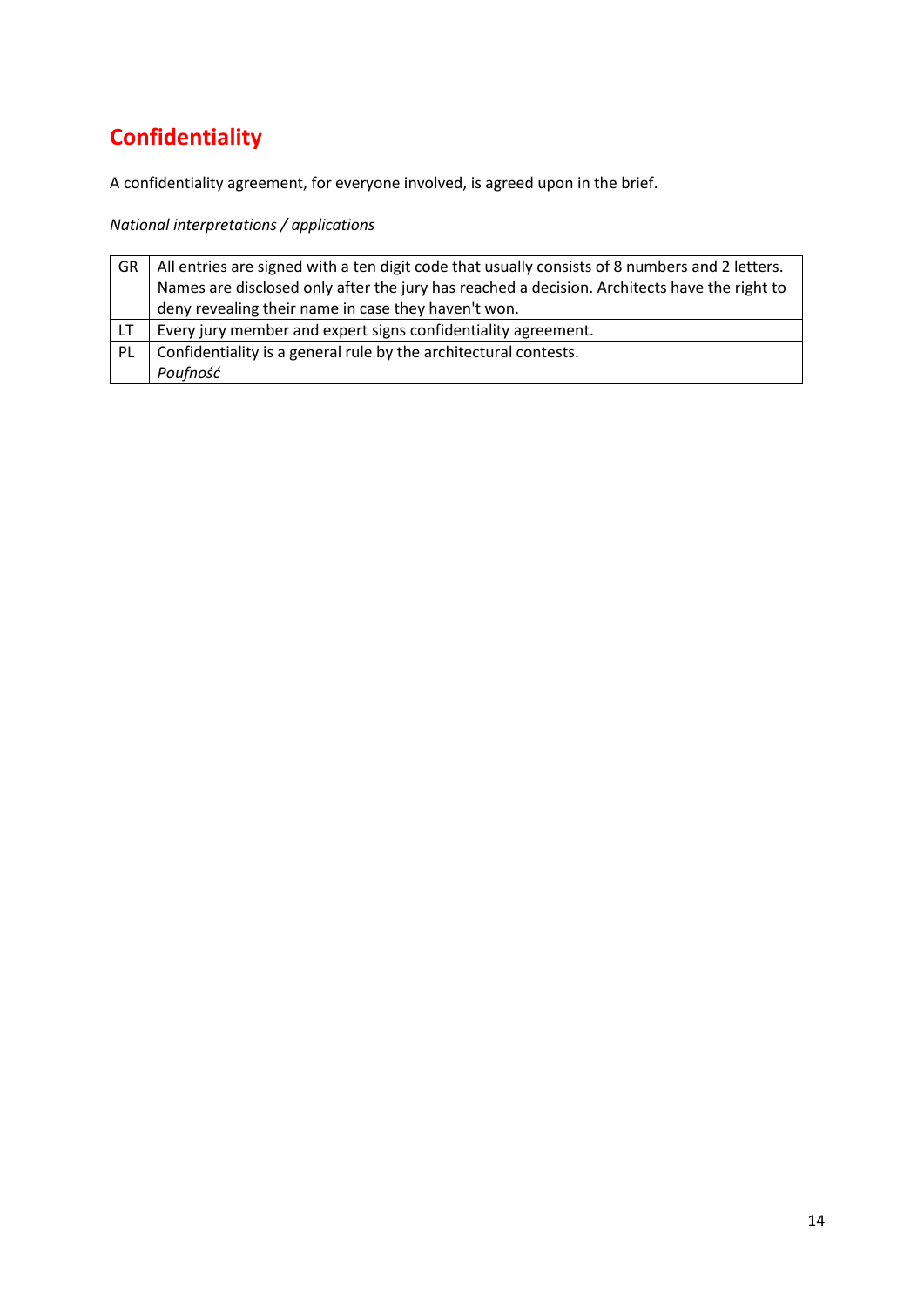## Confidentiality

A confidentiality agreement, for everyone involved, is agreed upon in the brief.

*National interpretations / applications*

| | |
|---|---|
| GR | All entries are signed with a ten digit code that usually consists of 8 numbers and 2 letters. Names are disclosed only after the jury has reached a decision. Architects have the right to deny revealing their name in case they haven't won. |
| LT | Every jury member and expert signs confidentiality agreement. |
| PL | Confidentiality is a general rule by the architectural contests.<br>*Poufność* |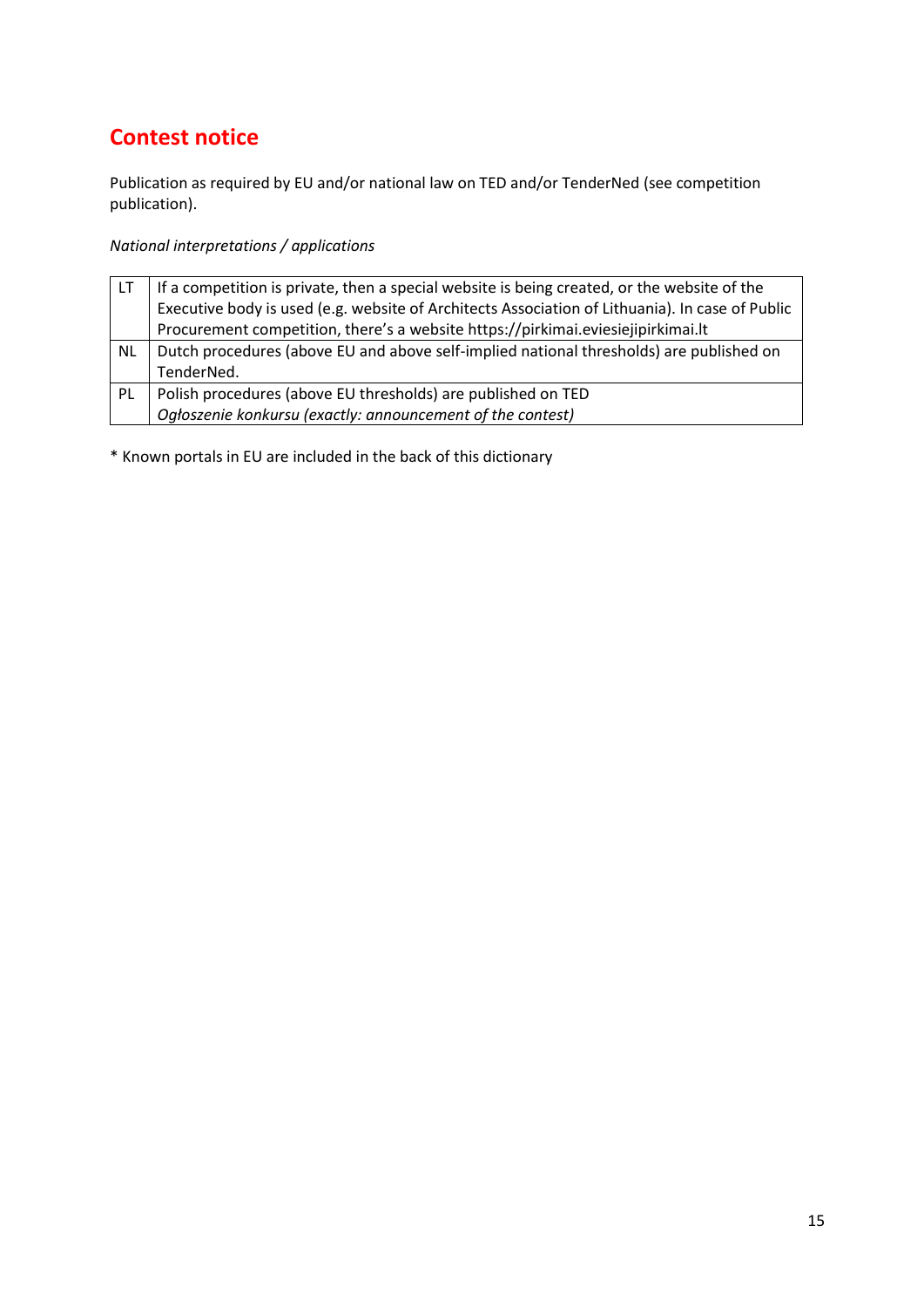## Contest notice

Publication as required by EU and/or national law on TED and/or TenderNed (see competition publication).

*National interpretations / applications*

| | |
|---|---|
| LT | If a competition is private, then a special website is being created, or the website of the Executive body is used (e.g. website of Architects Association of Lithuania). In case of Public Procurement competition, there's a website https://pirkimai.eviesiejipirkimai.lt |
| NL | Dutch procedures (above EU and above self-implied national thresholds) are published on TenderNed. |
| PL | Polish procedures (above EU thresholds) are published on TED<br>*Ogłoszenie konkursu (exactly: announcement of the contest)* |

* Known portals in EU are included in the back of this dictionary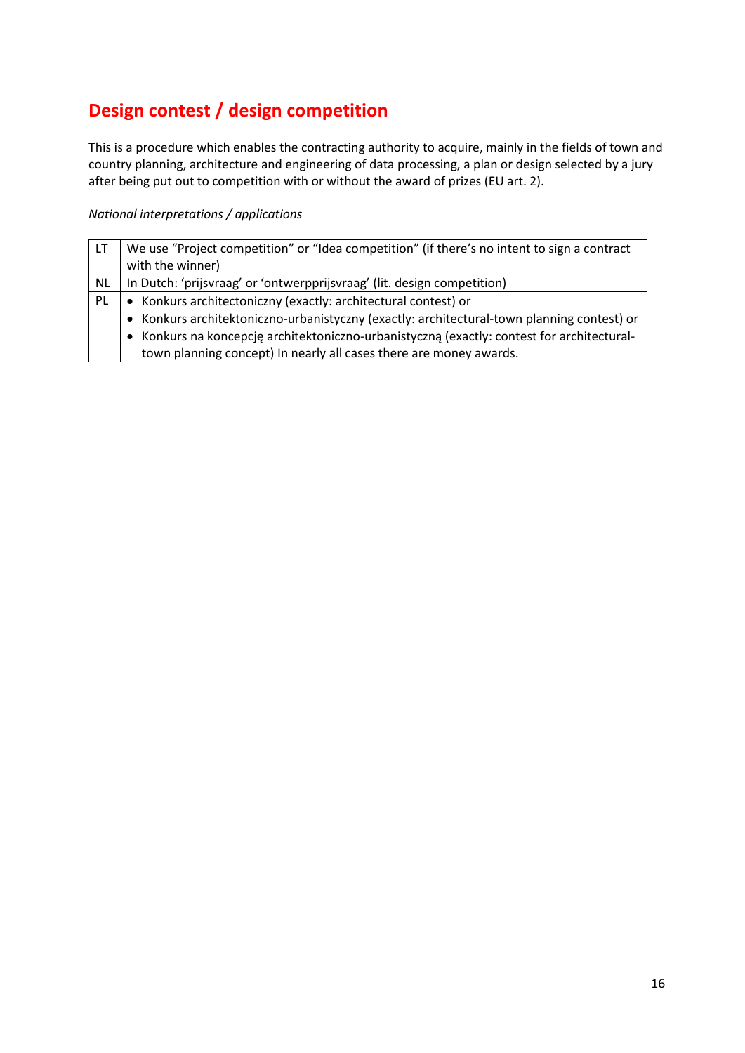## Design contest / design competition

This is a procedure which enables the contracting authority to acquire, mainly in the fields of town and country planning, architecture and engineering of data processing, a plan or design selected by a jury after being put out to competition with or without the award of prizes (EU art. 2).

*National interpretations / applications*

| | |
|---|---|
| LT | We use "Project competition" or "Idea competition" (if there's no intent to sign a contract with the winner) |
| NL | In Dutch: 'prijsvraag' or 'ontwerpprijsvraag' (lit. design competition) |
| PL | • Konkurs architectoniczny (exactly: architectural contest) or<br>• Konkurs architektoniczno-urbanistyczny (exactly: architectural-town planning contest) or<br>• Konkurs na koncepcję architektoniczno-urbanistyczną (exactly: contest for architectural-town planning concept) In nearly all cases there are money awards. |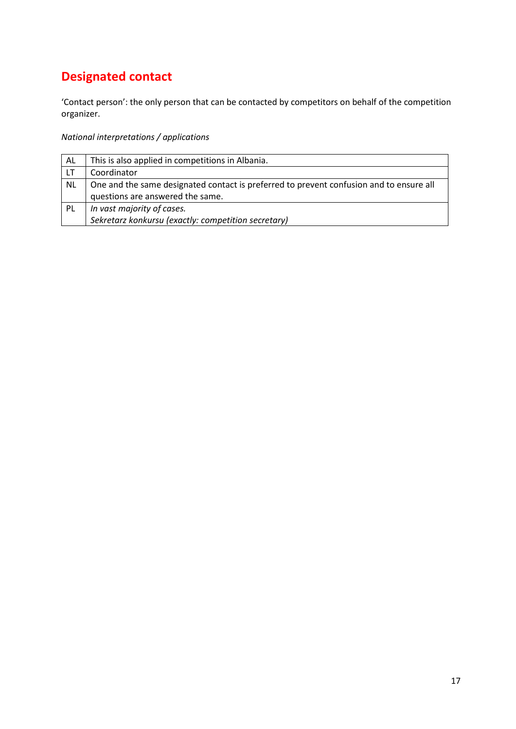## Designated contact

'Contact person': the only person that can be contacted by competitors on behalf of the competition organizer.

*National interpretations / applications*

| | |
|---|---|
| AL | This is also applied in competitions in Albania. |
| LT | Coordinator |
| NL | One and the same designated contact is preferred to prevent confusion and to ensure all questions are answered the same. |
| PL | *In vast majority of cases.*<br>*Sekretarz konkursu (exactly: competition secretary)* |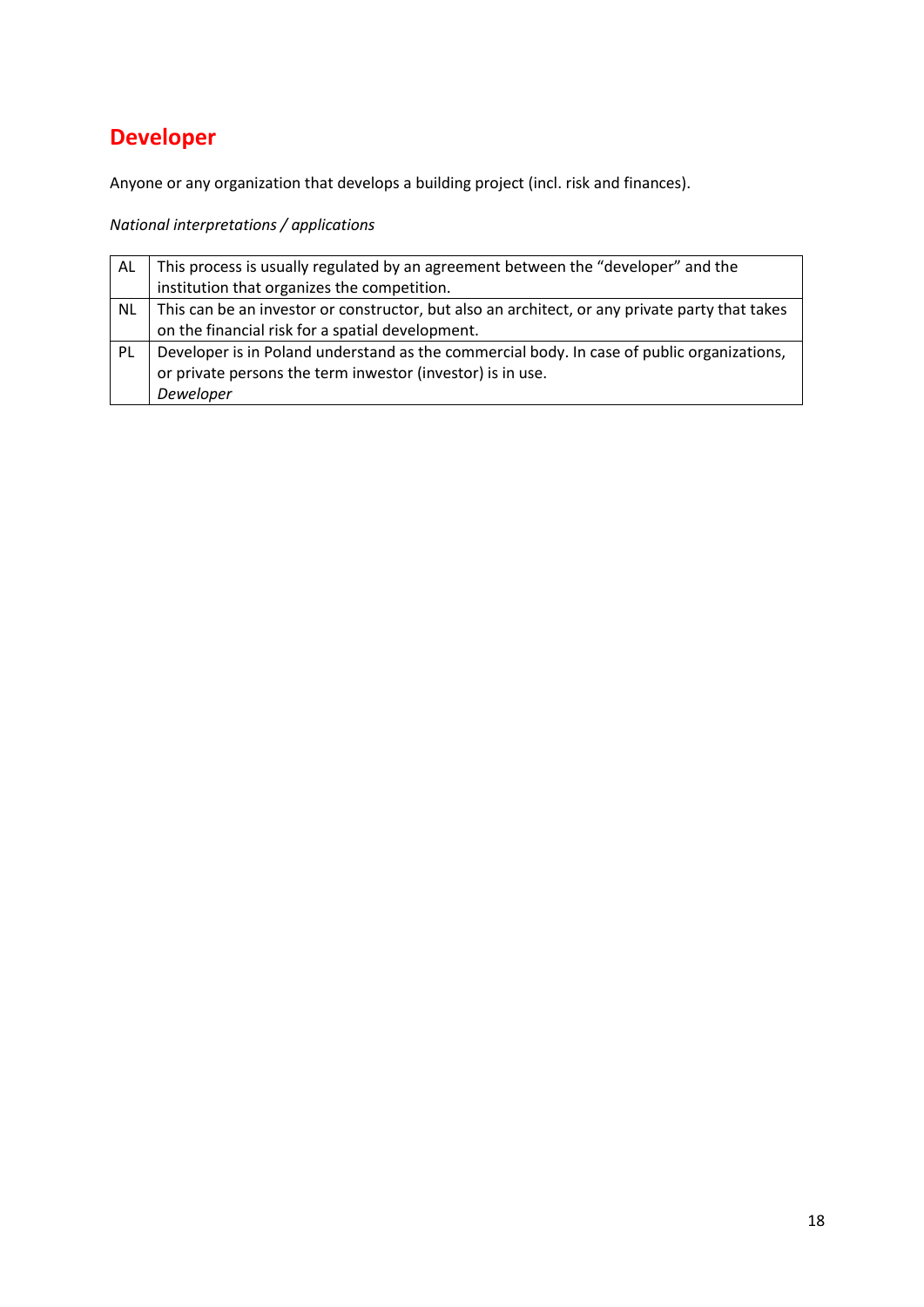# Developer

Anyone or any organization that develops a building project (incl. risk and finances).

*National interpretations / applications*

| | |
|---|---|
| AL | This process is usually regulated by an agreement between the “developer” and the institution that organizes the competition. |
| NL | This can be an investor or constructor, but also an architect, or any private party that takes on the financial risk for a spatial development. |
| PL | Developer is in Poland understand as the commercial body. In case of public organizations, or private persons the term inwestor (investor) is in use.<br>*Deweloper* |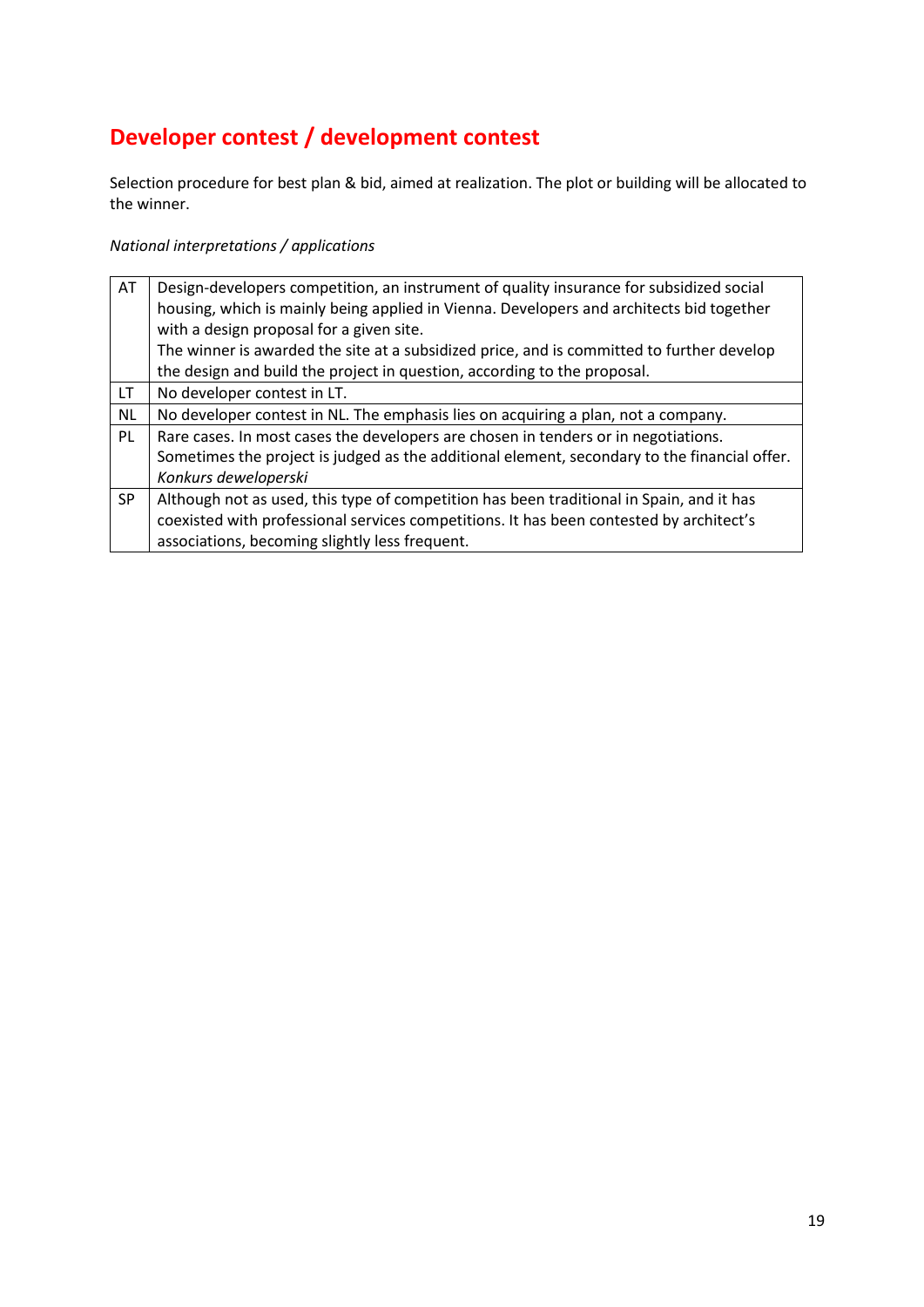## Developer contest / development contest

Selection procedure for best plan & bid, aimed at realization. The plot or building will be allocated to the winner.

*National interpretations / applications*

| | |
|---|---|
| AT | Design-developers competition, an instrument of quality insurance for subsidized social housing, which is mainly being applied in Vienna. Developers and architects bid together with a design proposal for a given site.<br>The winner is awarded the site at a subsidized price, and is committed to further develop the design and build the project in question, according to the proposal. |
| LT | No developer contest in LT. |
| NL | No developer contest in NL. The emphasis lies on acquiring a plan, not a company. |
| PL | Rare cases. In most cases the developers are chosen in tenders or in negotiations. Sometimes the project is judged as the additional element, secondary to the financial offer.<br>*Konkurs deweloperski* |
| SP | Although not as used, this type of competition has been traditional in Spain, and it has coexisted with professional services competitions. It has been contested by architect's associations, becoming slightly less frequent. |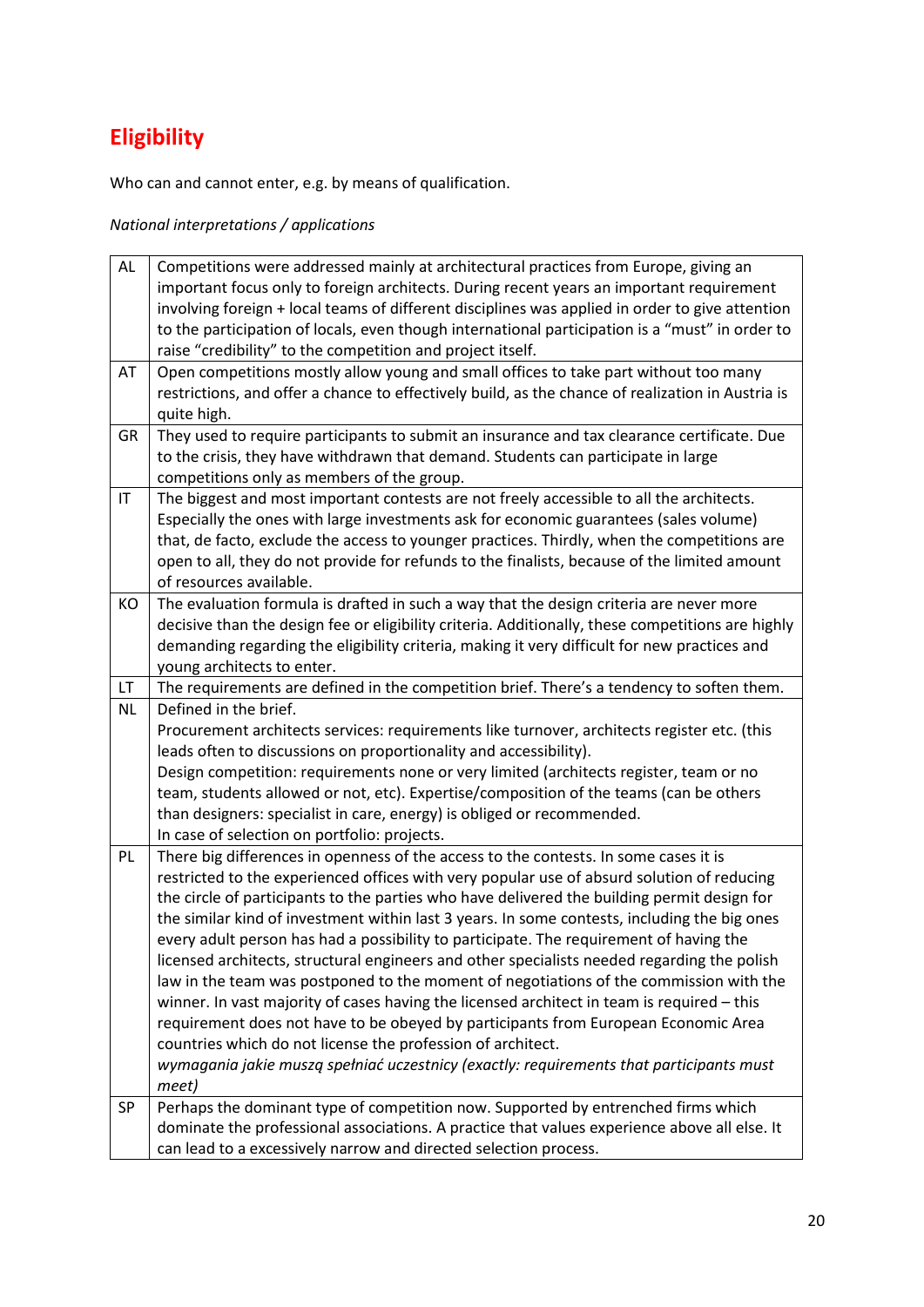# Eligibility

Who can and cannot enter, e.g. by means of qualification.

*National interpretations / applications*

| | |
|---|---|
| AL | Competitions were addressed mainly at architectural practices from Europe, giving an important focus only to foreign architects. During recent years an important requirement involving foreign + local teams of different disciplines was applied in order to give attention to the participation of locals, even though international participation is a "must" in order to raise "credibility" to the competition and project itself. |
| AT | Open competitions mostly allow young and small offices to take part without too many restrictions, and offer a chance to effectively build, as the chance of realization in Austria is quite high. |
| GR | They used to require participants to submit an insurance and tax clearance certificate. Due to the crisis, they have withdrawn that demand. Students can participate in large competitions only as members of the group. |
| IT | The biggest and most important contests are not freely accessible to all the architects. Especially the ones with large investments ask for economic guarantees (sales volume) that, de facto, exclude the access to younger practices. Thirdly, when the competitions are open to all, they do not provide for refunds to the finalists, because of the limited amount of resources available. |
| KO | The evaluation formula is drafted in such a way that the design criteria are never more decisive than the design fee or eligibility criteria. Additionally, these competitions are highly demanding regarding the eligibility criteria, making it very difficult for new practices and young architects to enter. |
| LT | The requirements are defined in the competition brief. There's a tendency to soften them. |
| NL | Defined in the brief.<br>Procurement architects services: requirements like turnover, architects register etc. (this leads often to discussions on proportionality and accessibility).<br>Design competition: requirements none or very limited (architects register, team or no team, students allowed or not, etc). Expertise/composition of the teams (can be others than designers: specialist in care, energy) is obliged or recommended.<br>In case of selection on portfolio: projects. |
| PL | There big differences in openness of the access to the contests. In some cases it is restricted to the experienced offices with very popular use of absurd solution of reducing the circle of participants to the parties who have delivered the building permit design for the similar kind of investment within last 3 years. In some contests, including the big ones every adult person has had a possibility to participate. The requirement of having the licensed architects, structural engineers and other specialists needed regarding the polish law in the team was postponed to the moment of negotiations of the commission with the winner. In vast majority of cases having the licensed architect in team is required – this requirement does not have to be obeyed by participants from European Economic Area countries which do not license the profession of architect.<br>*wymagania jakie muszą spełniać uczestnicy (exactly: requirements that participants must meet)* |
| SP | Perhaps the dominant type of competition now. Supported by entrenched firms which dominate the professional associations. A practice that values experience above all else. It can lead to a excessively narrow and directed selection process. |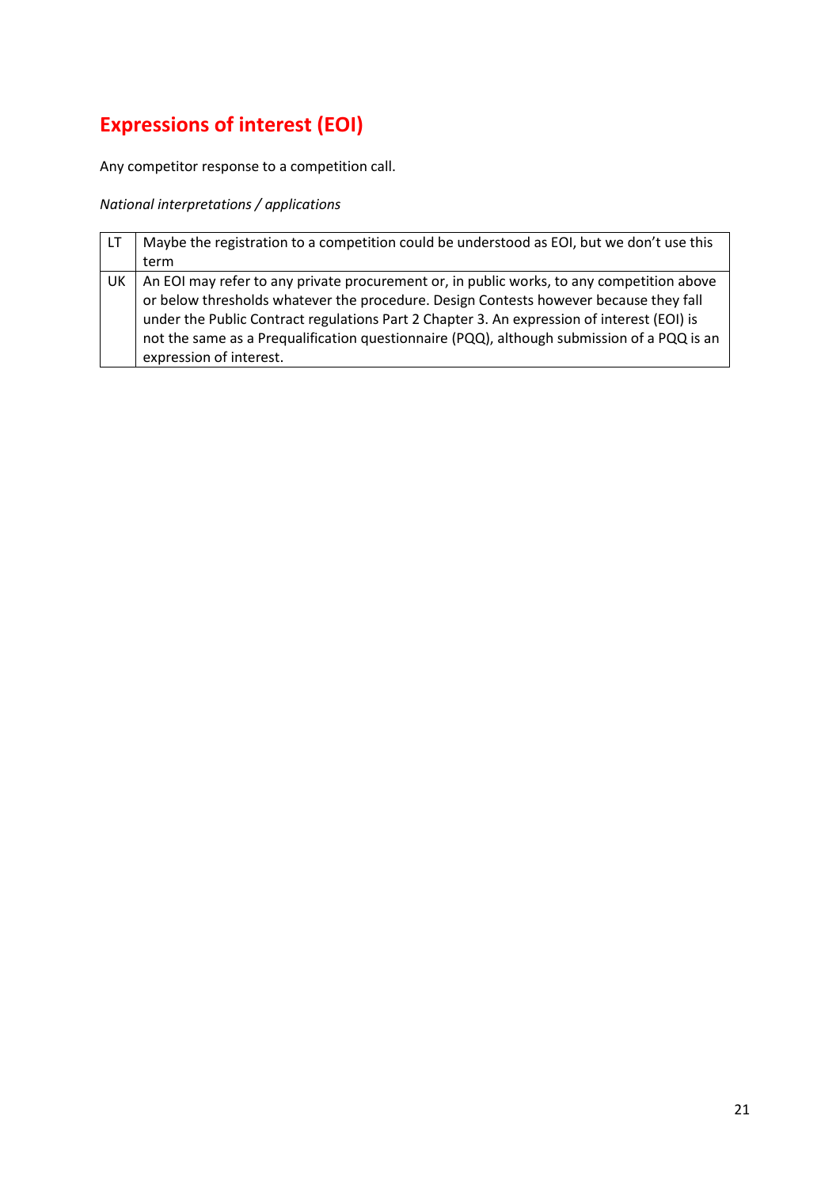## Expressions of interest (EOI)

Any competitor response to a competition call.

*National interpretations / applications*

| | |
|---|---|
| LT | Maybe the registration to a competition could be understood as EOI, but we don't use this term |
| UK | An EOI may refer to any private procurement or, in public works, to any competition above or below thresholds whatever the procedure. Design Contests however because they fall under the Public Contract regulations Part 2 Chapter 3. An expression of interest (EOI) is not the same as a Prequalification questionnaire (PQQ), although submission of a PQQ is an expression of interest. |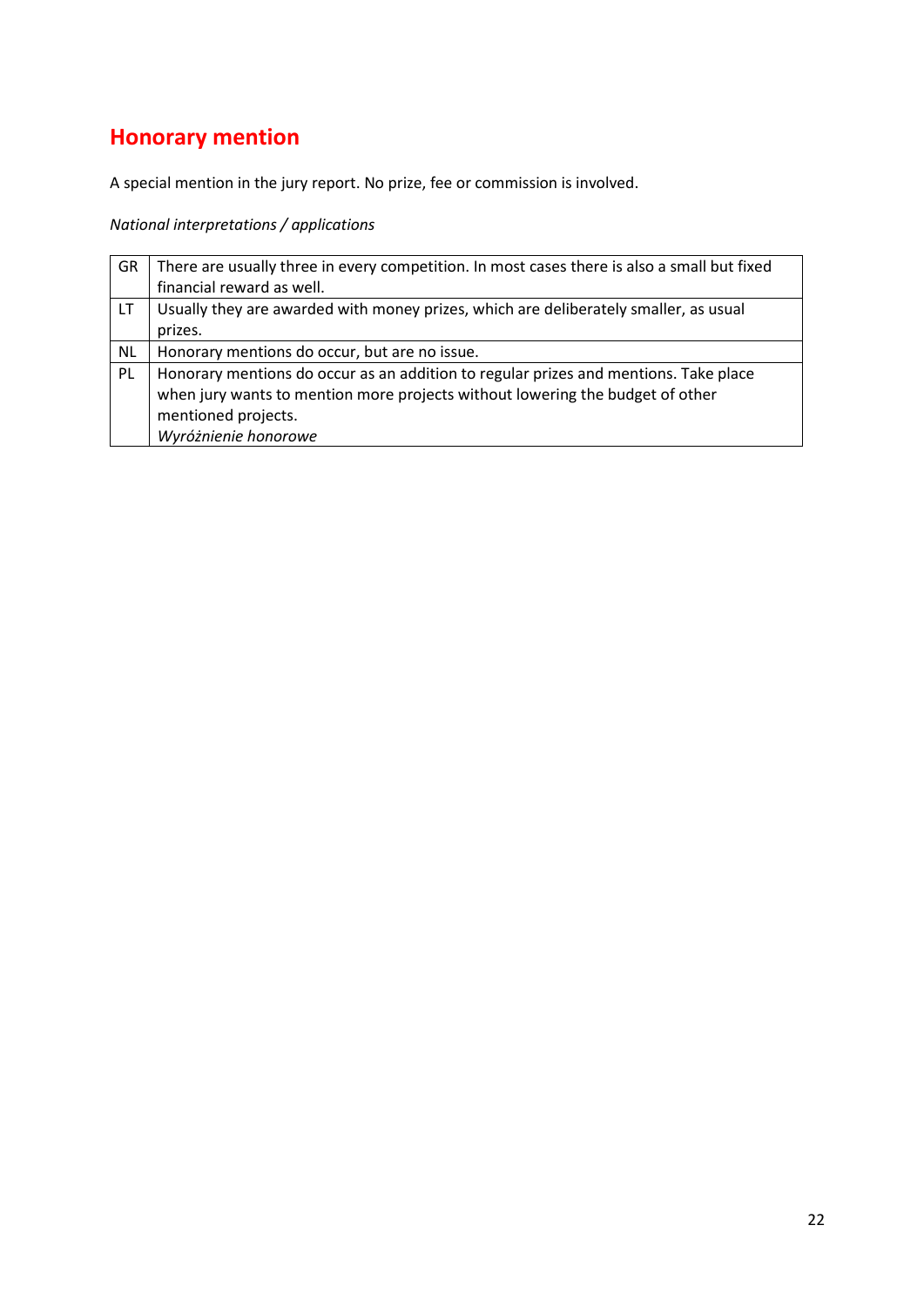## Honorary mention

A special mention in the jury report. No prize, fee or commission is involved.

*National interpretations / applications*

| | |
|---|---|
| GR | There are usually three in every competition. In most cases there is also a small but fixed financial reward as well. |
| LT | Usually they are awarded with money prizes, which are deliberately smaller, as usual prizes. |
| NL | Honorary mentions do occur, but are no issue. |
| PL | Honorary mentions do occur as an addition to regular prizes and mentions. Take place when jury wants to mention more projects without lowering the budget of other mentioned projects.<br>*Wyróżnienie honorowe* |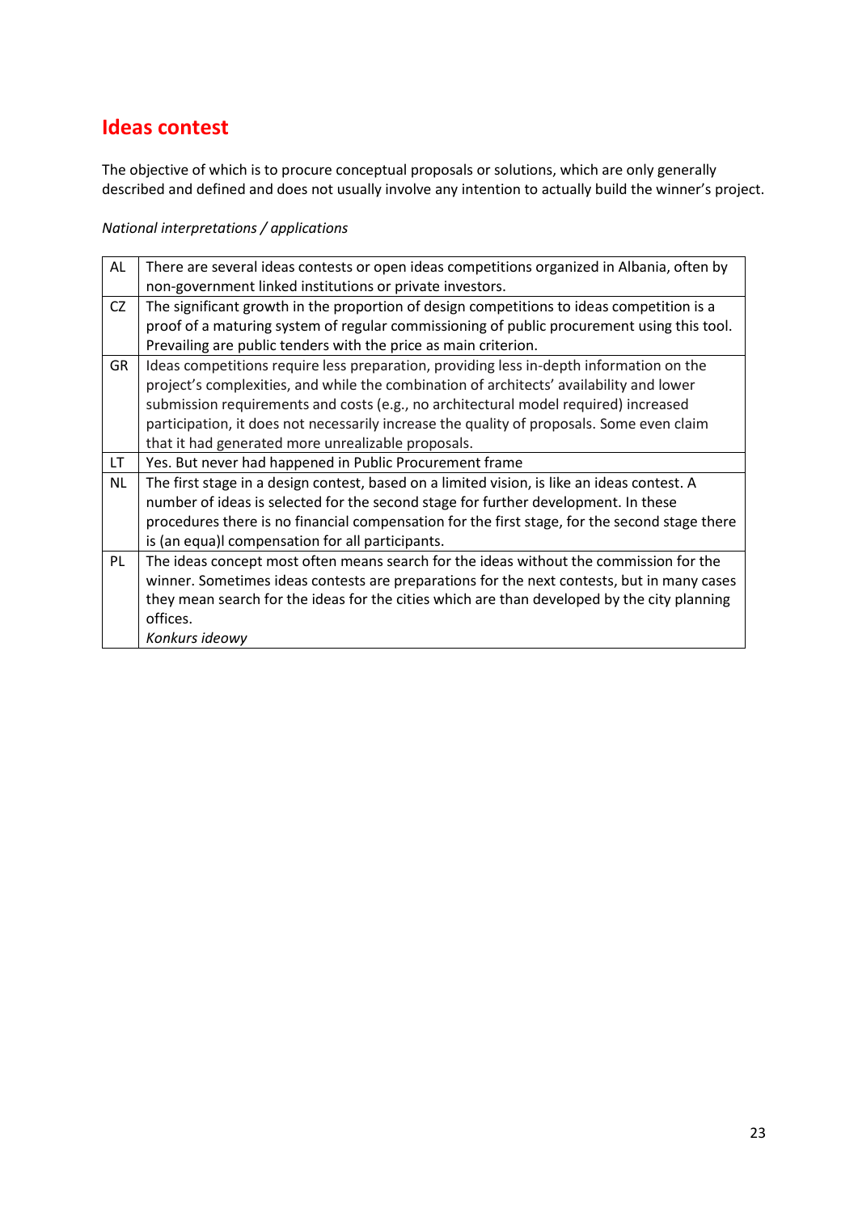## Ideas contest

The objective of which is to procure conceptual proposals or solutions, which are only generally described and defined and does not usually involve any intention to actually build the winner's project.

*National interpretations / applications*

| | |
|---|---|
| AL | There are several ideas contests or open ideas competitions organized in Albania, often by non-government linked institutions or private investors. |
| CZ | The significant growth in the proportion of design competitions to ideas competition is a proof of a maturing system of regular commissioning of public procurement using this tool. Prevailing are public tenders with the price as main criterion. |
| GR | Ideas competitions require less preparation, providing less in-depth information on the project's complexities, and while the combination of architects' availability and lower submission requirements and costs (e.g., no architectural model required) increased participation, it does not necessarily increase the quality of proposals. Some even claim that it had generated more unrealizable proposals. |
| LT | Yes. But never had happened in Public Procurement frame |
| NL | The first stage in a design contest, based on a limited vision, is like an ideas contest. A number of ideas is selected for the second stage for further development. In these procedures there is no financial compensation for the first stage, for the second stage there is (an equa)l compensation for all participants. |
| PL | The ideas concept most often means search for the ideas without the commission for the winner. Sometimes ideas contests are preparations for the next contests, but in many cases they mean search for the ideas for the cities which are than developed by the city planning offices.<br>*Konkurs ideowy* |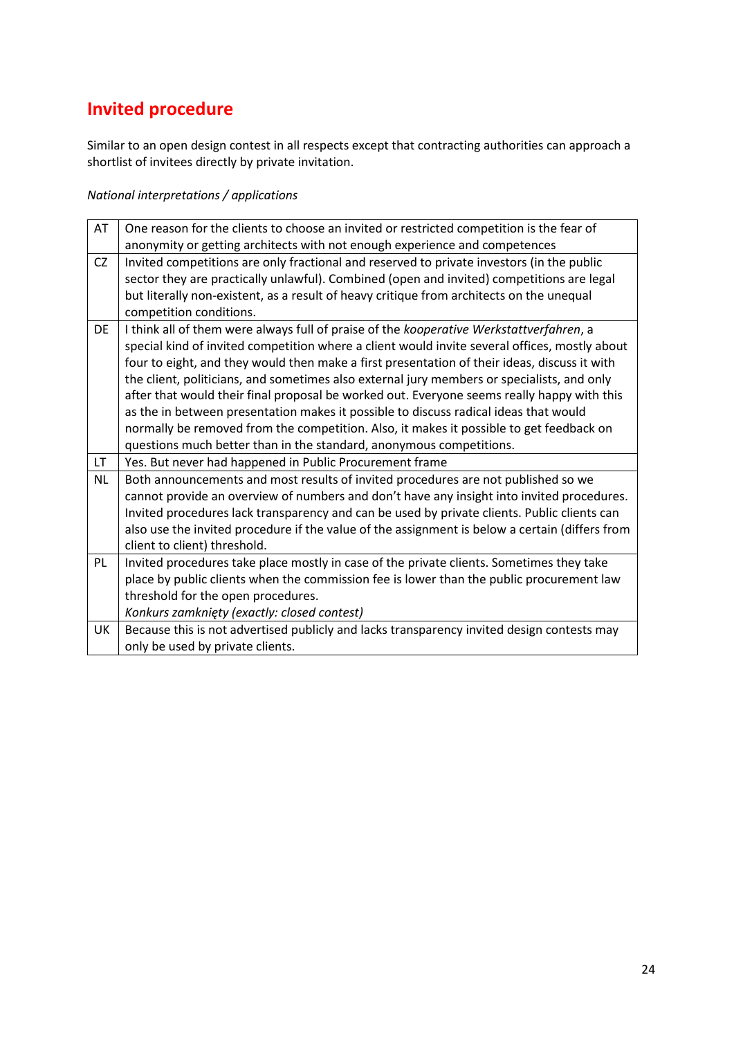## Invited procedure

Similar to an open design contest in all respects except that contracting authorities can approach a shortlist of invitees directly by private invitation.

*National interpretations / applications*

| | |
|---|---|
| AT | One reason for the clients to choose an invited or restricted competition is the fear of anonymity or getting architects with not enough experience and competences |
| CZ | Invited competitions are only fractional and reserved to private investors (in the public sector they are practically unlawful). Combined (open and invited) competitions are legal but literally non-existent, as a result of heavy critique from architects on the unequal competition conditions. |
| DE | I think all of them were always full of praise of the *kooperative Werkstattverfahren*, a special kind of invited competition where a client would invite several offices, mostly about four to eight, and they would then make a first presentation of their ideas, discuss it with the client, politicians, and sometimes also external jury members or specialists, and only after that would their final proposal be worked out. Everyone seems really happy with this as the in between presentation makes it possible to discuss radical ideas that would normally be removed from the competition. Also, it makes it possible to get feedback on questions much better than in the standard, anonymous competitions. |
| LT | Yes. But never had happened in Public Procurement frame |
| NL | Both announcements and most results of invited procedures are not published so we cannot provide an overview of numbers and don't have any insight into invited procedures. Invited procedures lack transparency and can be used by private clients. Public clients can also use the invited procedure if the value of the assignment is below a certain (differs from client to client) threshold. |
| PL | Invited procedures take place mostly in case of the private clients. Sometimes they take place by public clients when the commission fee is lower than the public procurement law threshold for the open procedures.<br>*Konkurs zamknięty (exactly: closed contest)* |
| UK | Because this is not advertised publicly and lacks transparency invited design contests may only be used by private clients. |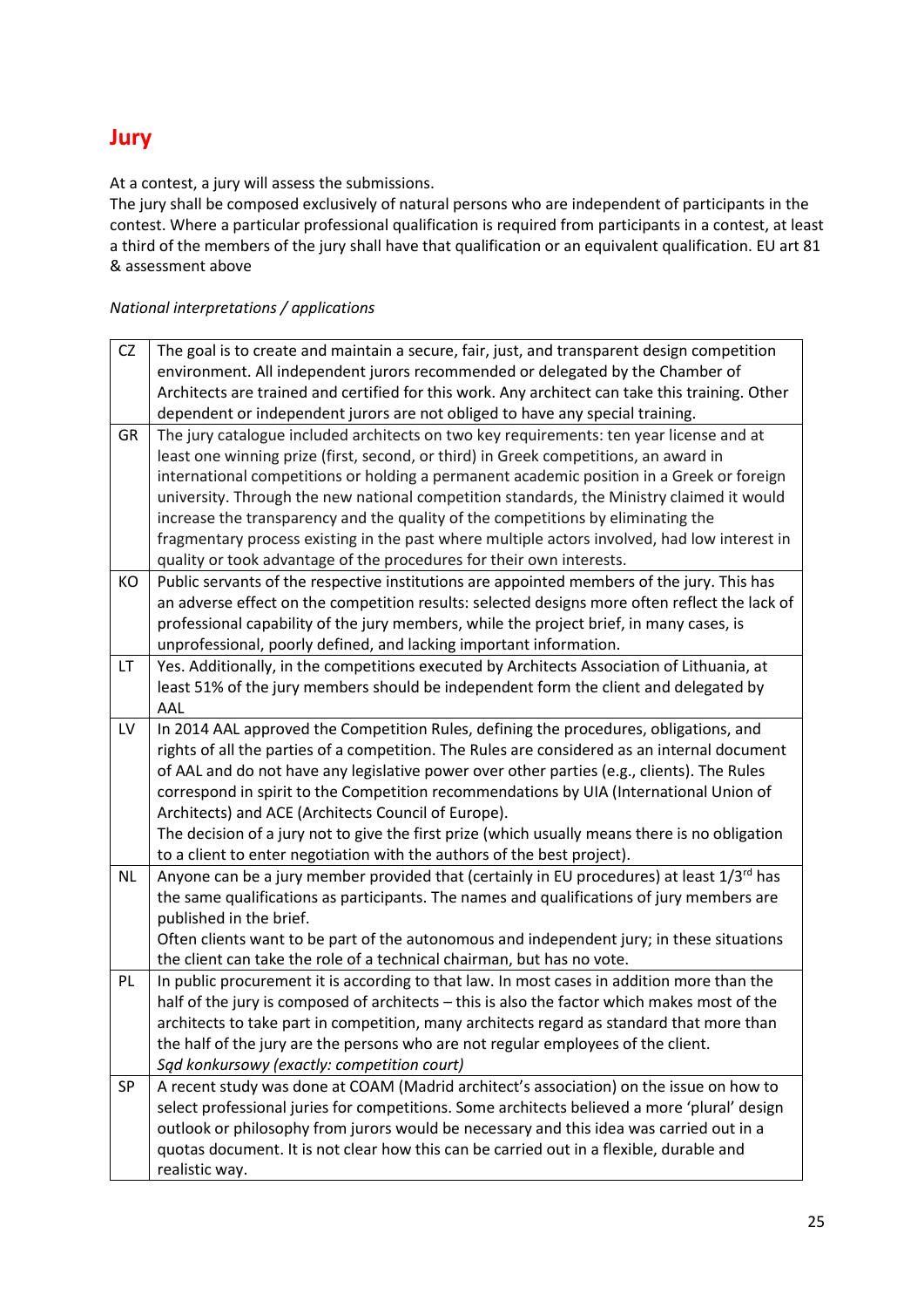# Jury

At a contest, a jury will assess the submissions.

The jury shall be composed exclusively of natural persons who are independent of participants in the contest. Where a particular professional qualification is required from participants in a contest, at least a third of the members of the jury shall have that qualification or an equivalent qualification. EU art 81 & assessment above

*National interpretations / applications*

| | |
|---|---|
| CZ | The goal is to create and maintain a secure, fair, just, and transparent design competition environment. All independent jurors recommended or delegated by the Chamber of Architects are trained and certified for this work. Any architect can take this training. Other dependent or independent jurors are not obliged to have any special training. |
| GR | The jury catalogue included architects on two key requirements: ten year license and at least one winning prize (first, second, or third) in Greek competitions, an award in international competitions or holding a permanent academic position in a Greek or foreign university. Through the new national competition standards, the Ministry claimed it would increase the transparency and the quality of the competitions by eliminating the fragmentary process existing in the past where multiple actors involved, had low interest in quality or took advantage of the procedures for their own interests. |
| KO | Public servants of the respective institutions are appointed members of the jury. This has an adverse effect on the competition results: selected designs more often reflect the lack of professional capability of the jury members, while the project brief, in many cases, is unprofessional, poorly defined, and lacking important information. |
| LT | Yes. Additionally, in the competitions executed by Architects Association of Lithuania, at least 51% of the jury members should be independent form the client and delegated by AAL |
| LV | In 2014 AAL approved the Competition Rules, defining the procedures, obligations, and rights of all the parties of a competition. The Rules are considered as an internal document of AAL and do not have any legislative power over other parties (e.g., clients). The Rules correspond in spirit to the Competition recommendations by UIA (International Union of Architects) and ACE (Architects Council of Europe).<br>The decision of a jury not to give the first prize (which usually means there is no obligation to a client to enter negotiation with the authors of the best project). |
| NL | Anyone can be a jury member provided that (certainly in EU procedures) at least 1/3rd has the same qualifications as participants. The names and qualifications of jury members are published in the brief.<br>Often clients want to be part of the autonomous and independent jury; in these situations the client can take the role of a technical chairman, but has no vote. |
| PL | In public procurement it is according to that law. In most cases in addition more than the half of the jury is composed of architects – this is also the factor which makes most of the architects to take part in competition, many architects regard as standard that more than the half of the jury are the persons who are not regular employees of the client.<br>*Sąd konkursowy (exactly: competition court)* |
| SP | A recent study was done at COAM (Madrid architect's association) on the issue on how to select professional juries for competitions. Some architects believed a more 'plural' design outlook or philosophy from jurors would be necessary and this idea was carried out in a quotas document. It is not clear how this can be carried out in a flexible, durable and realistic way. |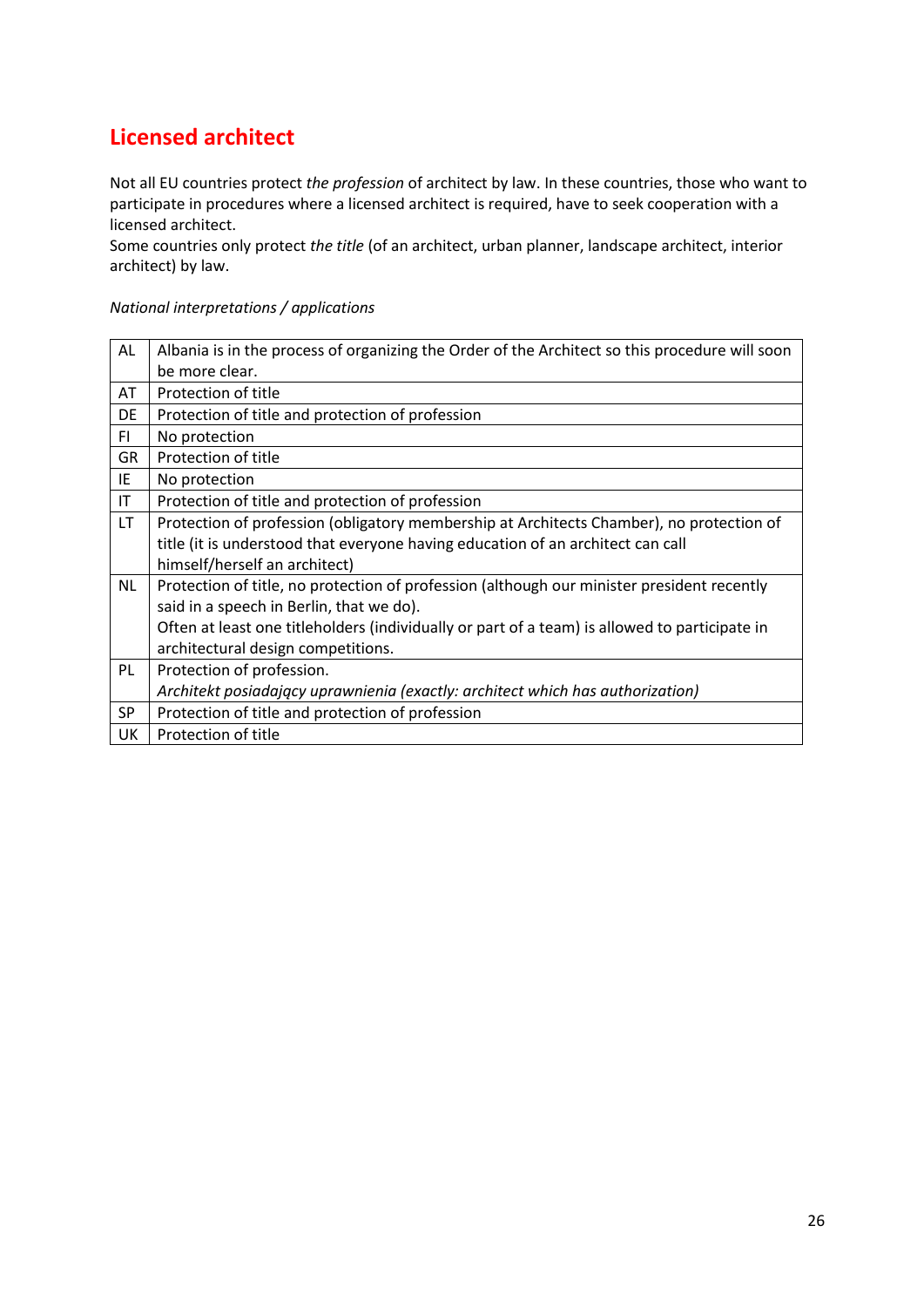## Licensed architect

Not all EU countries protect *the profession* of architect by law. In these countries, those who want to participate in procedures where a licensed architect is required, have to seek cooperation with a licensed architect.
Some countries only protect *the title* (of an architect, urban planner, landscape architect, interior architect) by law.

*National interpretations / applications*

| | |
|---|---|
| AL | Albania is in the process of organizing the Order of the Architect so this procedure will soon be more clear. |
| AT | Protection of title |
| DE | Protection of title and protection of profession |
| FI | No protection |
| GR | Protection of title |
| IE | No protection |
| IT | Protection of title and protection of profession |
| LT | Protection of profession (obligatory membership at Architects Chamber), no protection of title (it is understood that everyone having education of an architect can call himself/herself an architect) |
| NL | Protection of title, no protection of profession (although our minister president recently said in a speech in Berlin, that we do).<br>Often at least one titleholders (individually or part of a team) is allowed to participate in architectural design competitions. |
| PL | Protection of profession.<br>*Architekt posiadający uprawnienia (exactly: architect which has authorization)* |
| SP | Protection of title and protection of profession |
| UK | Protection of title |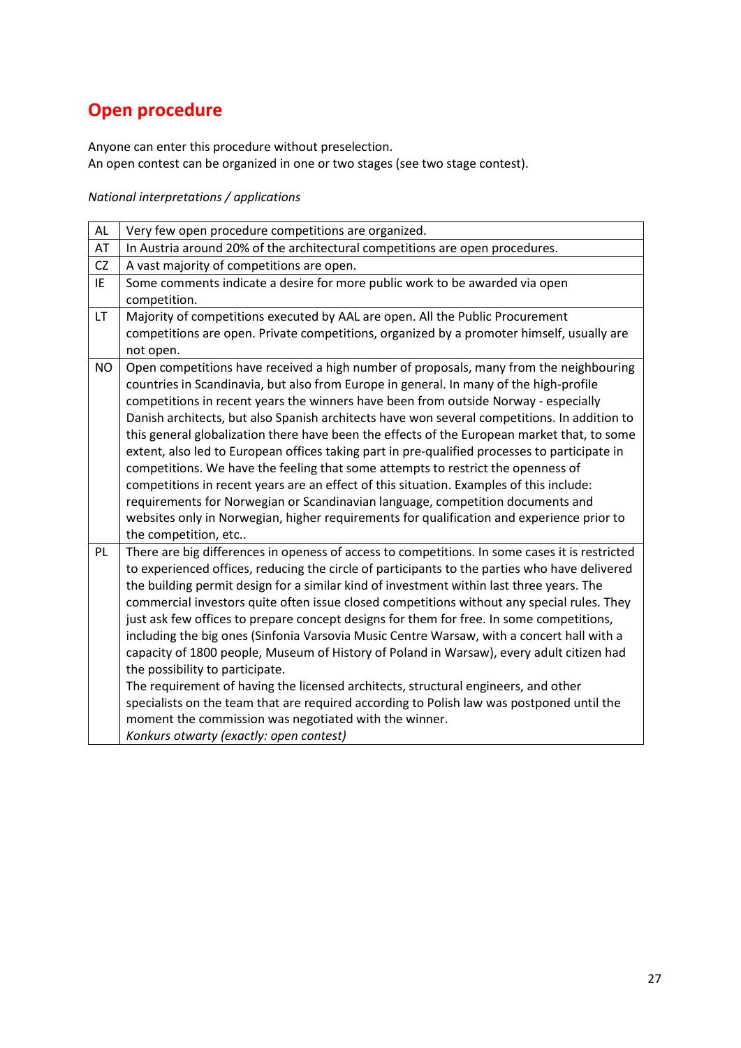## Open procedure

Anyone can enter this procedure without preselection.
An open contest can be organized in one or two stages (see two stage contest).

*National interpretations / applications*

| | |
|---|---|
| AL | Very few open procedure competitions are organized. |
| AT | In Austria around 20% of the architectural competitions are open procedures. |
| CZ | A vast majority of competitions are open. |
| IE | Some comments indicate a desire for more public work to be awarded via open competition. |
| LT | Majority of competitions executed by AAL are open. All the Public Procurement competitions are open. Private competitions, organized by a promoter himself, usually are not open. |
| NO | Open competitions have received a high number of proposals, many from the neighbouring countries in Scandinavia, but also from Europe in general. In many of the high-profile competitions in recent years the winners have been from outside Norway - especially Danish architects, but also Spanish architects have won several competitions. In addition to this general globalization there have been the effects of the European market that, to some extent, also led to European offices taking part in pre-qualified processes to participate in competitions. We have the feeling that some attempts to restrict the openness of competitions in recent years are an effect of this situation. Examples of this include: requirements for Norwegian or Scandinavian language, competition documents and websites only in Norwegian, higher requirements for qualification and experience prior to the competition, etc.. |
| PL | There are big differences in openess of access to competitions. In some cases it is restricted to experienced offices, reducing the circle of participants to the parties who have delivered the building permit design for a similar kind of investment within last three years. The commercial investors quite often issue closed competitions without any special rules. They just ask few offices to prepare concept designs for them for free. In some competitions, including the big ones (Sinfonia Varsovia Music Centre Warsaw, with a concert hall with a capacity of 1800 people, Museum of History of Poland in Warsaw), every adult citizen had the possibility to participate.<br>The requirement of having the licensed architects, structural engineers, and other specialists on the team that are required according to Polish law was postponed until the moment the commission was negotiated with the winner.<br>*Konkurs otwarty (exactly: open contest)* |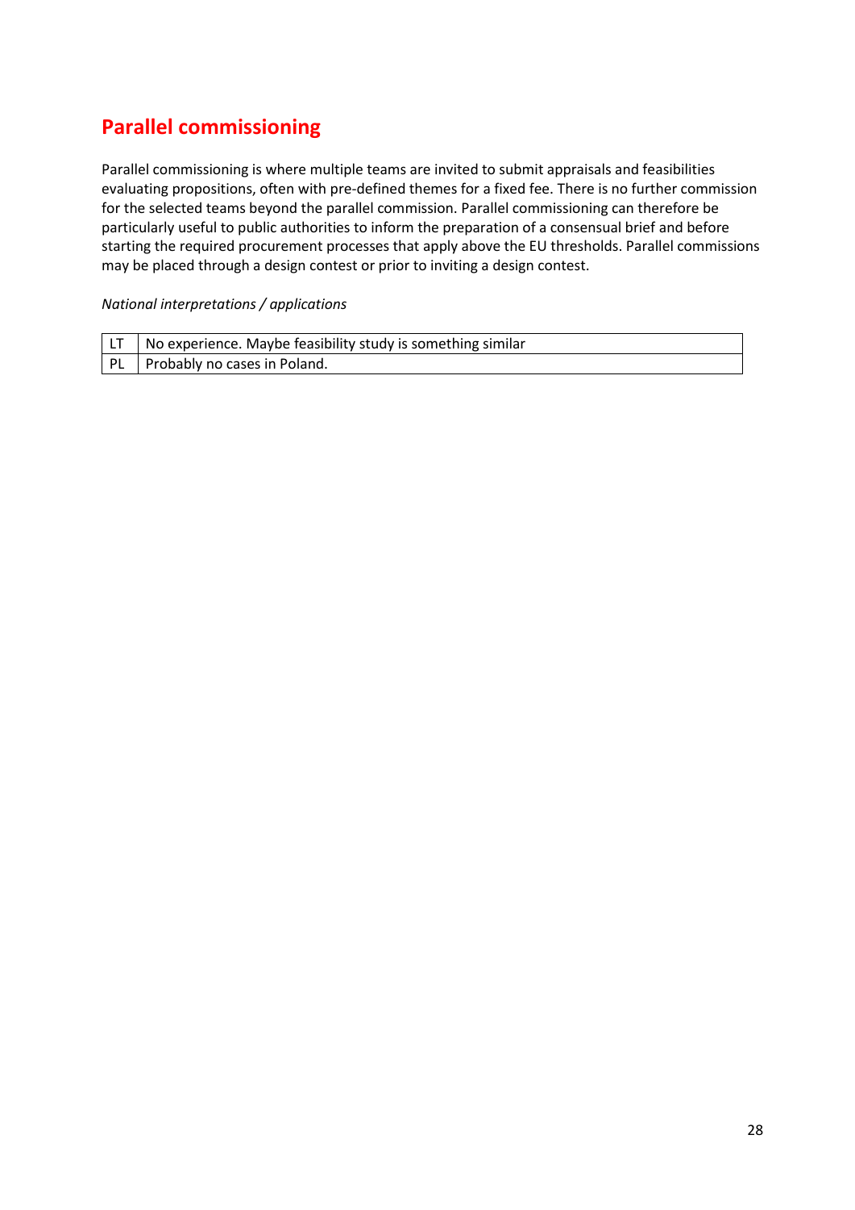## Parallel commissioning

Parallel commissioning is where multiple teams are invited to submit appraisals and feasibilities evaluating propositions, often with pre-defined themes for a fixed fee. There is no further commission for the selected teams beyond the parallel commission. Parallel commissioning can therefore be particularly useful to public authorities to inform the preparation of a consensual brief and before starting the required procurement processes that apply above the EU thresholds. Parallel commissions may be placed through a design contest or prior to inviting a design contest.

*National interpretations / applications*

| | |
|---|---|
| LT | No experience. Maybe feasibility study is something similar |
| PL | Probably no cases in Poland. |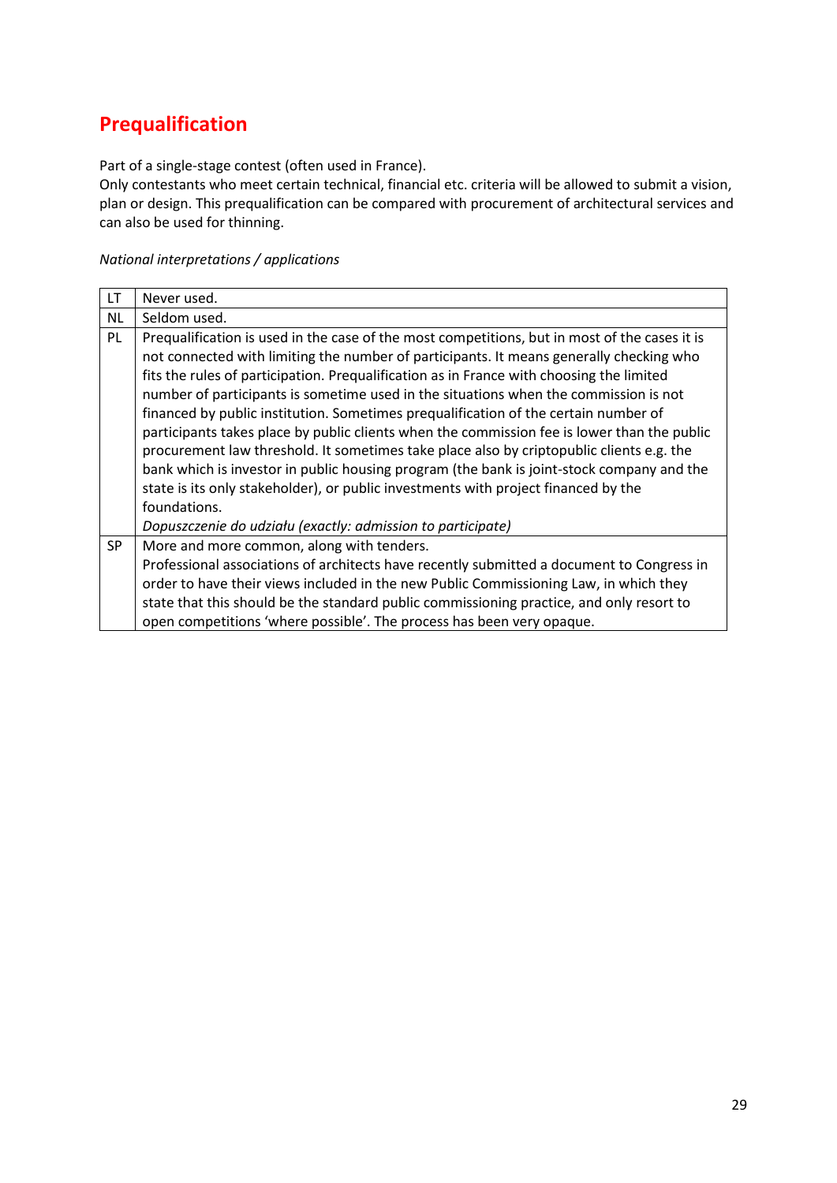## Prequalification

Part of a single-stage contest (often used in France).
Only contestants who meet certain technical, financial etc. criteria will be allowed to submit a vision, plan or design. This prequalification can be compared with procurement of architectural services and can also be used for thinning.

*National interpretations / applications*

| | |
|---|---|
| LT | Never used. |
| NL | Seldom used. |
| PL | Prequalification is used in the case of the most competitions, but in most of the cases it is not connected with limiting the number of participants. It means generally checking who fits the rules of participation. Prequalification as in France with choosing the limited number of participants is sometime used in the situations when the commission is not financed by public institution. Sometimes prequalification of the certain number of participants takes place by public clients when the commission fee is lower than the public procurement law threshold. It sometimes take place also by criptopublic clients e.g. the bank which is investor in public housing program (the bank is joint-stock company and the state is its only stakeholder), or public investments with project financed by the foundations.<br>*Dopuszczenie do udziału (exactly: admission to participate)* |
| SP | More and more common, along with tenders.<br>Professional associations of architects have recently submitted a document to Congress in order to have their views included in the new Public Commissioning Law, in which they state that this should be the standard public commissioning practice, and only resort to open competitions 'where possible'. The process has been very opaque. |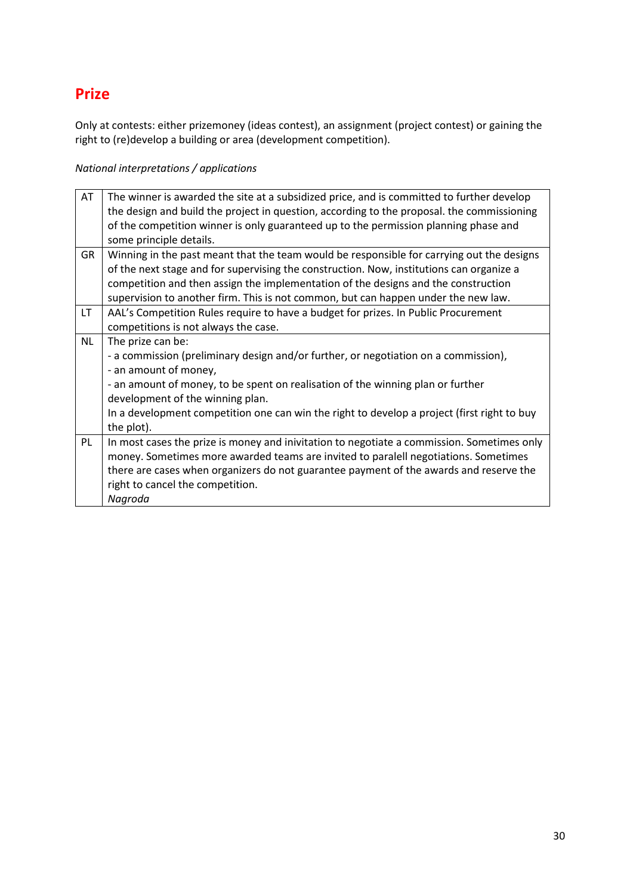## Prize

Only at contests: either prizemoney (ideas contest), an assignment (project contest) or gaining the right to (re)develop a building or area (development competition).

*National interpretations / applications*

| | |
|---|---|
| AT | The winner is awarded the site at a subsidized price, and is committed to further develop the design and build the project in question, according to the proposal. the commissioning of the competition winner is only guaranteed up to the permission planning phase and some principle details. |
| GR | Winning in the past meant that the team would be responsible for carrying out the designs of the next stage and for supervising the construction. Now, institutions can organize a competition and then assign the implementation of the designs and the construction supervision to another firm. This is not common, but can happen under the new law. |
| LT | AAL's Competition Rules require to have a budget for prizes. In Public Procurement competitions is not always the case. |
| NL | The prize can be:<br>- a commission (preliminary design and/or further, or negotiation on a commission),<br>- an amount of money,<br>- an amount of money, to be spent on realisation of the winning plan or further development of the winning plan.<br>In a development competition one can win the right to develop a project (first right to buy the plot). |
| PL | In most cases the prize is money and inivitation to negotiate a commission. Sometimes only money. Sometimes more awarded teams are invited to paralell negotiations. Sometimes there are cases when organizers do not guarantee payment of the awards and reserve the right to cancel the competition.<br>*Nagroda* |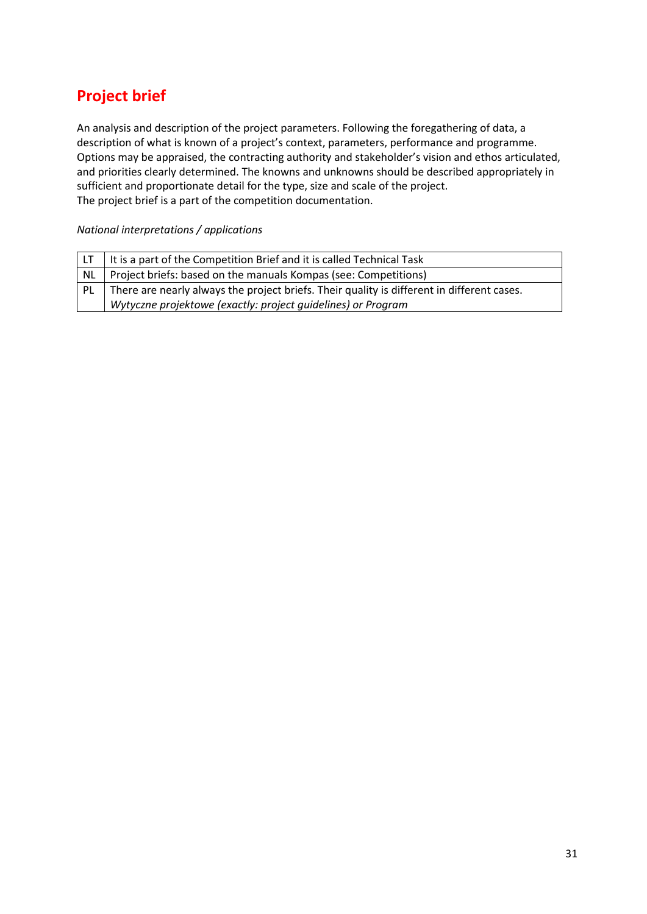## Project brief

An analysis and description of the project parameters. Following the foregathering of data, a description of what is known of a project's context, parameters, performance and programme. Options may be appraised, the contracting authority and stakeholder's vision and ethos articulated, and priorities clearly determined. The knowns and unknowns should be described appropriately in sufficient and proportionate detail for the type, size and scale of the project.
The project brief is a part of the competition documentation.

*National interpretations / applications*

| | |
|---|---|
| LT | It is a part of the Competition Brief and it is called Technical Task |
| NL | Project briefs: based on the manuals Kompas (see: Competitions) |
| PL | There are nearly always the project briefs. Their quality is different in different cases. *Wytyczne projektowe (exactly: project guidelines) or Program* |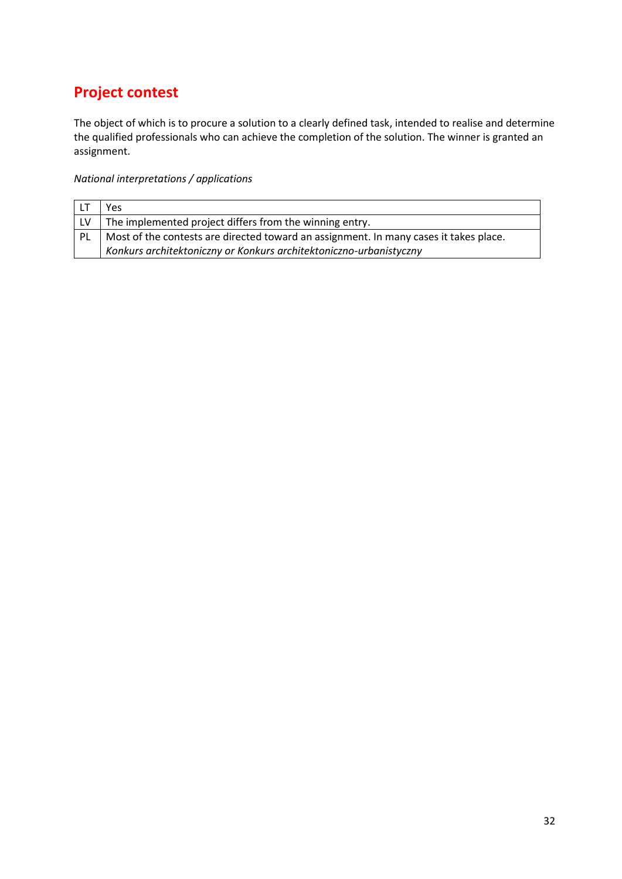## Project contest

The object of which is to procure a solution to a clearly defined task, intended to realise and determine the qualified professionals who can achieve the completion of the solution. The winner is granted an assignment.

*National interpretations / applications*

| | |
|---|---|
| LT | Yes |
| LV | The implemented project differs from the winning entry. |
| PL | Most of the contests are directed toward an assignment. In many cases it takes place. *Konkurs architektoniczny or Konkurs architektoniczno-urbanistyczny* |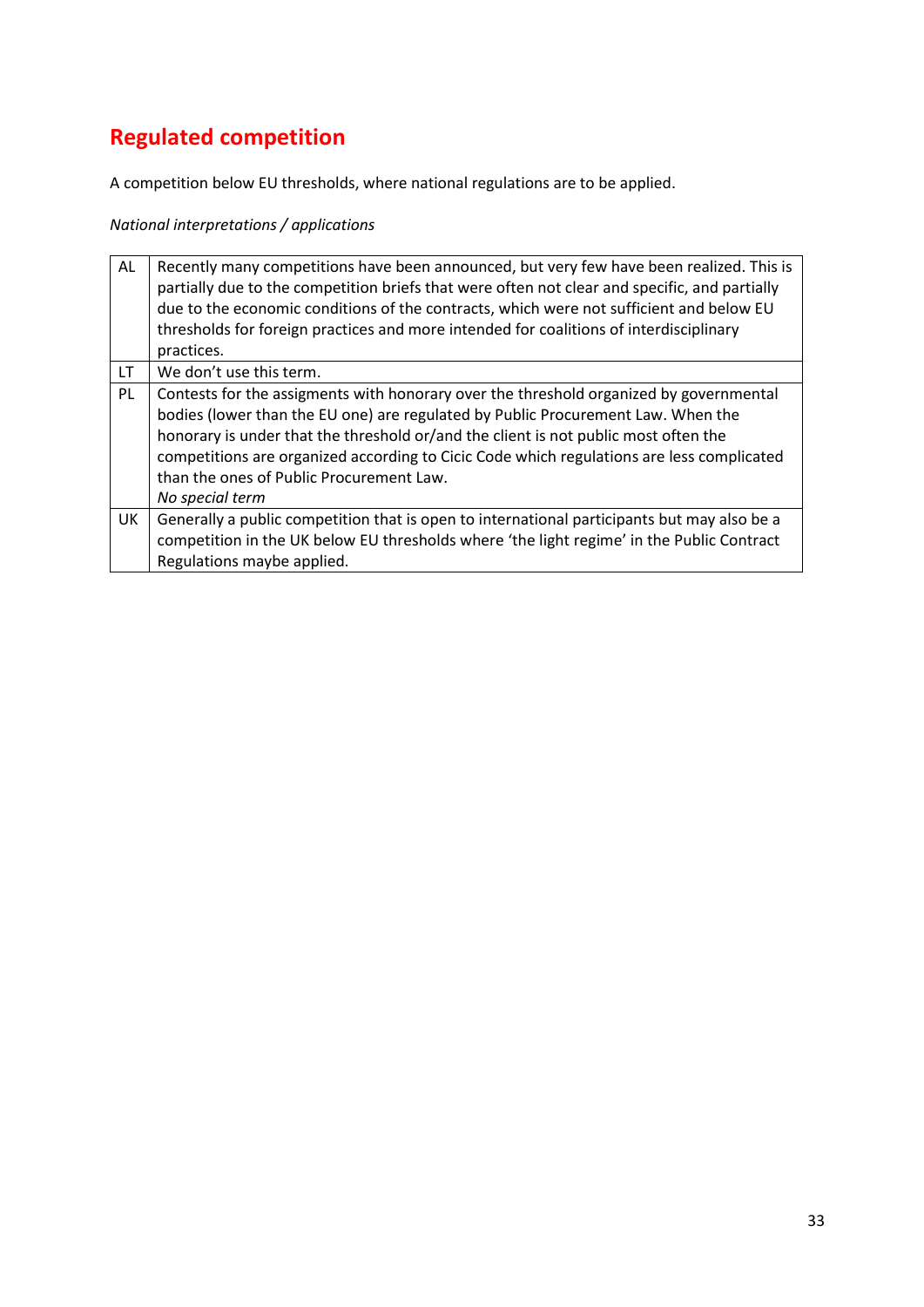# Regulated competition

A competition below EU thresholds, where national regulations are to be applied.

*National interpretations / applications*

| | |
|---|---|
| AL | Recently many competitions have been announced, but very few have been realized. This is partially due to the competition briefs that were often not clear and specific, and partially due to the economic conditions of the contracts, which were not sufficient and below EU thresholds for foreign practices and more intended for coalitions of interdisciplinary practices. |
| LT | We don't use this term. |
| PL | Contests for the assigments with honorary over the threshold organized by governmental bodies (lower than the EU one) are regulated by Public Procurement Law. When the honorary is under that the threshold or/and the client is not public most often the competitions are organized according to Cicic Code which regulations are less complicated than the ones of Public Procurement Law.<br>*No special term* |
| UK | Generally a public competition that is open to international participants but may also be a competition in the UK below EU thresholds where 'the light regime' in the Public Contract Regulations maybe applied. |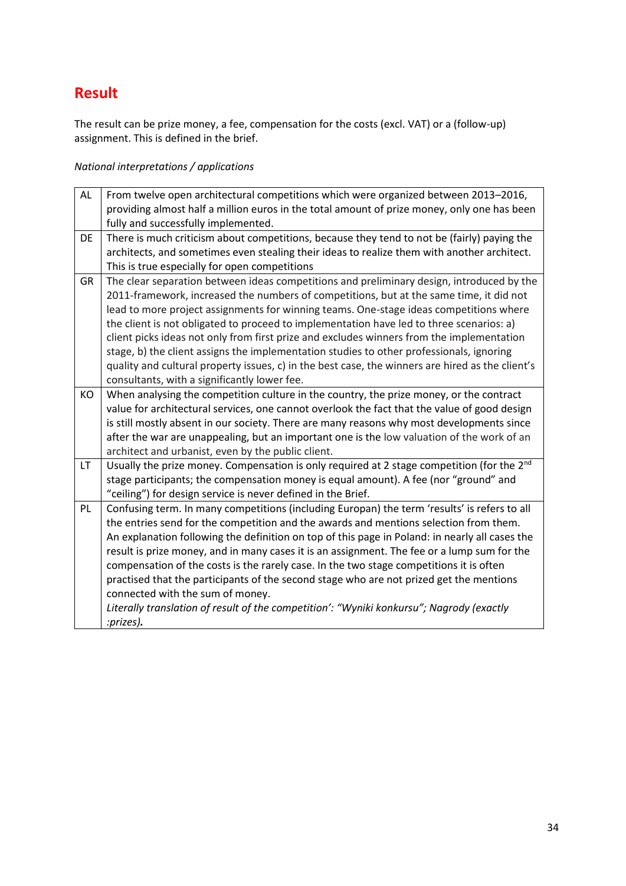## Result

The result can be prize money, a fee, compensation for the costs (excl. VAT) or a (follow-up) assignment. This is defined in the brief.

*National interpretations / applications*

| | |
|---|---|
| AL | From twelve open architectural competitions which were organized between 2013–2016, providing almost half a million euros in the total amount of prize money, only one has been fully and successfully implemented. |
| DE | There is much criticism about competitions, because they tend to not be (fairly) paying the architects, and sometimes even stealing their ideas to realize them with another architect. This is true especially for open competitions |
| GR | The clear separation between ideas competitions and preliminary design, introduced by the 2011-framework, increased the numbers of competitions, but at the same time, it did not lead to more project assignments for winning teams. One-stage ideas competitions where the client is not obligated to proceed to implementation have led to three scenarios: a) client picks ideas not only from first prize and excludes winners from the implementation stage, b) the client assigns the implementation studies to other professionals, ignoring quality and cultural property issues, c) in the best case, the winners are hired as the client's consultants, with a significantly lower fee. |
| KO | When analysing the competition culture in the country, the prize money, or the contract value for architectural services, one cannot overlook the fact that the value of good design is still mostly absent in our society. There are many reasons why most developments since after the war are unappealing, but an important one is the low valuation of the work of an architect and urbanist, even by the public client. |
| LT | Usually the prize money. Compensation is only required at 2 stage competition (for the 2nd stage participants; the compensation money is equal amount). A fee (nor "ground" and "ceiling") for design service is never defined in the Brief. |
| PL | Confusing term. In many competitions (including Europan) the term 'results' is refers to all the entries send for the competition and the awards and mentions selection from them. An explanation following the definition on top of this page in Poland: in nearly all cases the result is prize money, and in many cases it is an assignment. The fee or a lump sum for the compensation of the costs is the rarely case. In the two stage competitions it is often practised that the participants of the second stage who are not prized get the mentions connected with the sum of money. *Literally translation of result of the competition': "Wyniki konkursu"; Nagrody (exactly :prizes)*. |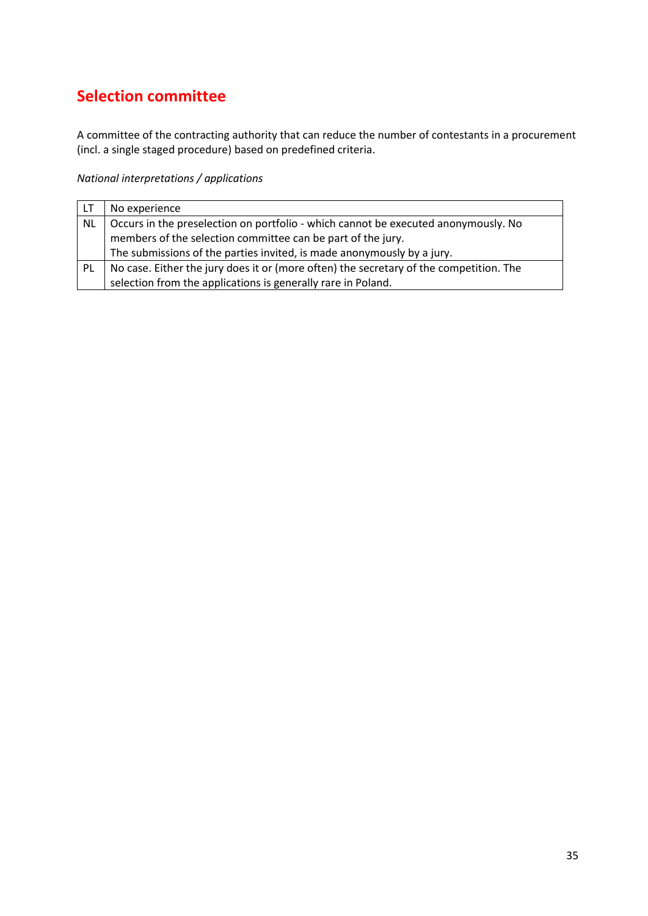## Selection committee

A committee of the contracting authority that can reduce the number of contestants in a procurement (incl. a single staged procedure) based on predefined criteria.

*National interpretations / applications*

| | |
|---|---|
| LT | No experience |
| NL | Occurs in the preselection on portfolio - which cannot be executed anonymously. No members of the selection committee can be part of the jury.<br>The submissions of the parties invited, is made anonymously by a jury. |
| PL | No case. Either the jury does it or (more often) the secretary of the competition. The selection from the applications is generally rare in Poland. |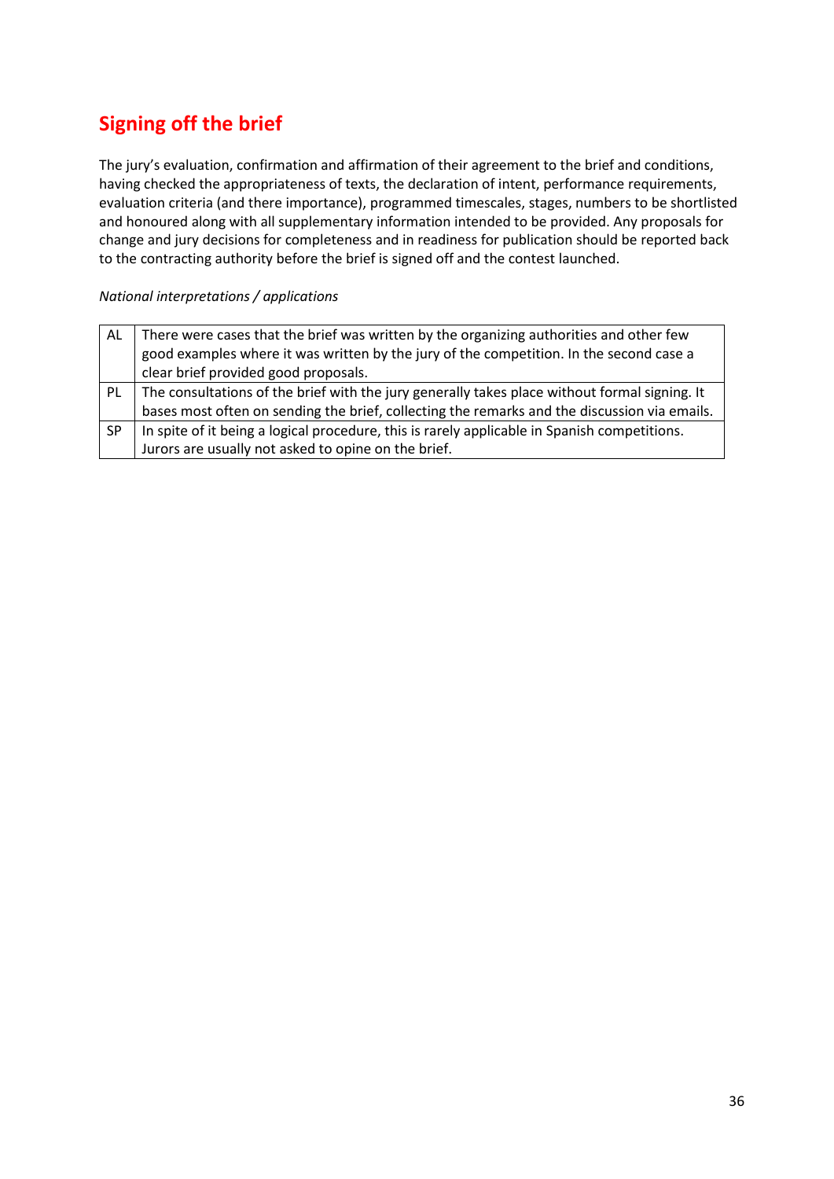## Signing off the brief

The jury's evaluation, confirmation and affirmation of their agreement to the brief and conditions, having checked the appropriateness of texts, the declaration of intent, performance requirements, evaluation criteria (and there importance), programmed timescales, stages, numbers to be shortlisted and honoured along with all supplementary information intended to be provided. Any proposals for change and jury decisions for completeness and in readiness for publication should be reported back to the contracting authority before the brief is signed off and the contest launched.

*National interpretations / applications*

| | |
|---|---|
| AL | There were cases that the brief was written by the organizing authorities and other few good examples where it was written by the jury of the competition. In the second case a clear brief provided good proposals. |
| PL | The consultations of the brief with the jury generally takes place without formal signing. It bases most often on sending the brief, collecting the remarks and the discussion via emails. |
| SP | In spite of it being a logical procedure, this is rarely applicable in Spanish competitions. Jurors are usually not asked to opine on the brief. |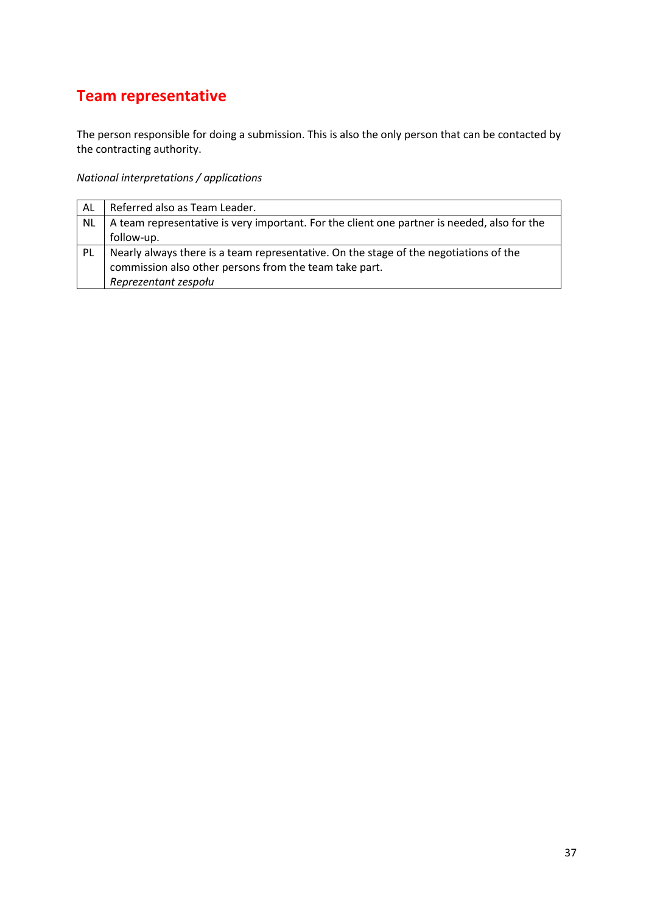# Team representative

The person responsible for doing a submission. This is also the only person that can be contacted by the contracting authority.

*National interpretations / applications*

| | |
|---|---|
| AL | Referred also as Team Leader. |
| NL | A team representative is very important. For the client one partner is needed, also for the follow-up. |
| PL | Nearly always there is a team representative. On the stage of the negotiations of the commission also other persons from the team take part.<br>*Reprezentant zespołu* |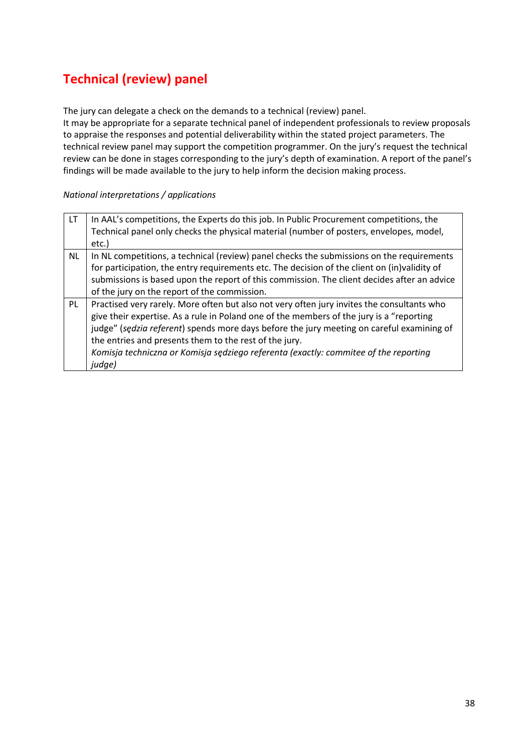## Technical (review) panel

The jury can delegate a check on the demands to a technical (review) panel.
It may be appropriate for a separate technical panel of independent professionals to review proposals to appraise the responses and potential deliverability within the stated project parameters. The technical review panel may support the competition programmer. On the jury's request the technical review can be done in stages corresponding to the jury's depth of examination. A report of the panel's findings will be made available to the jury to help inform the decision making process.

*National interpretations / applications*

| | |
|---|---|
| LT | In AAL's competitions, the Experts do this job. In Public Procurement competitions, the Technical panel only checks the physical material (number of posters, envelopes, model, etc.) |
| NL | In NL competitions, a technical (review) panel checks the submissions on the requirements for participation, the entry requirements etc. The decision of the client on (in)validity of submissions is based upon the report of this commission. The client decides after an advice of the jury on the report of the commission. |
| PL | Practised very rarely. More often but also not very often jury invites the consultants who give their expertise. As a rule in Poland one of the members of the jury is a "reporting judge" (*sędzia referent*) spends more days before the jury meeting on careful examining of the entries and presents them to the rest of the jury. *Komisja techniczna or Komisja sędziego referenta (exactly: commitee of the reporting judge)* |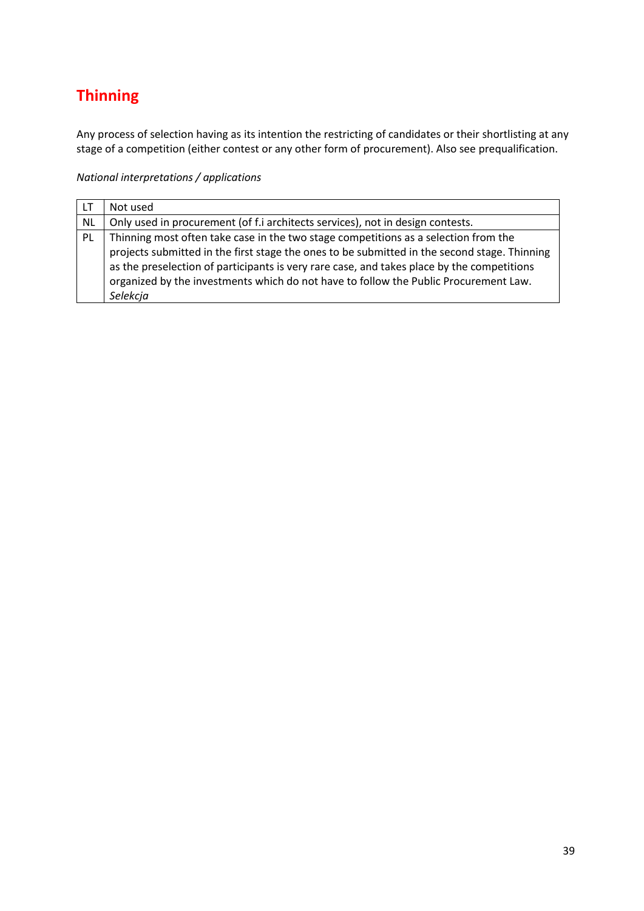# Thinning

Any process of selection having as its intention the restricting of candidates or their shortlisting at any stage of a competition (either contest or any other form of procurement). Also see prequalification.

*National interpretations / applications*

| | |
|---|---|
| LT | Not used |
| NL | Only used in procurement (of f.i architects services), not in design contests. |
| PL | Thinning most often take case in the two stage competitions as a selection from the projects submitted in the first stage the ones to be submitted in the second stage. Thinning as the preselection of participants is very rare case, and takes place by the competitions organized by the investments which do not have to follow the Public Procurement Law. *Selekcja* |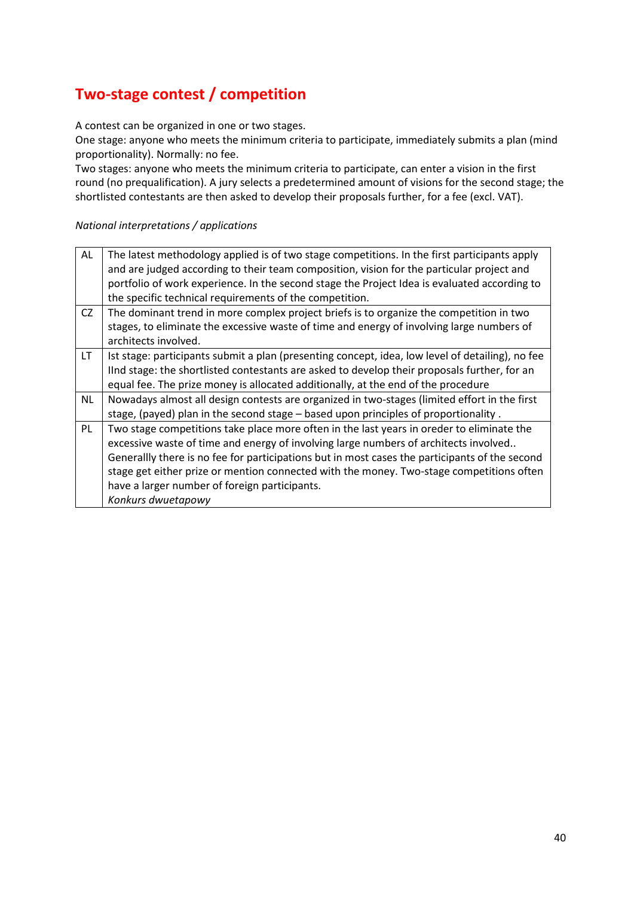## Two-stage contest / competition

A contest can be organized in one or two stages.
One stage: anyone who meets the minimum criteria to participate, immediately submits a plan (mind proportionality). Normally: no fee.
Two stages: anyone who meets the minimum criteria to participate, can enter a vision in the first round (no prequalification). A jury selects a predetermined amount of visions for the second stage; the shortlisted contestants are then asked to develop their proposals further, for a fee (excl. VAT).

*National interpretations / applications*

| | |
|---|---|
| AL | The latest methodology applied is of two stage competitions. In the first participants apply and are judged according to their team composition, vision for the particular project and portfolio of work experience. In the second stage the Project Idea is evaluated according to the specific technical requirements of the competition. |
| CZ | The dominant trend in more complex project briefs is to organize the competition in two stages, to eliminate the excessive waste of time and energy of involving large numbers of architects involved. |
| LT | Ist stage: participants submit a plan (presenting concept, idea, low level of detailing), no fee<br>IInd stage: the shortlisted contestants are asked to develop their proposals further, for an equal fee. The prize money is allocated additionally, at the end of the procedure |
| NL | Nowadays almost all design contests are organized in two-stages (limited effort in the first stage, (payed) plan in the second stage – based upon principles of proportionality . |
| PL | Two stage competitions take place more often in the last years in oreder to eliminate the excessive waste of time and energy of involving large numbers of architects involved..<br>Generallly there is no fee for participations but in most cases the participants of the second stage get either prize or mention connected with the money. Two-stage competitions often have a larger number of foreign participants.<br>*Konkurs dwuetapowy* |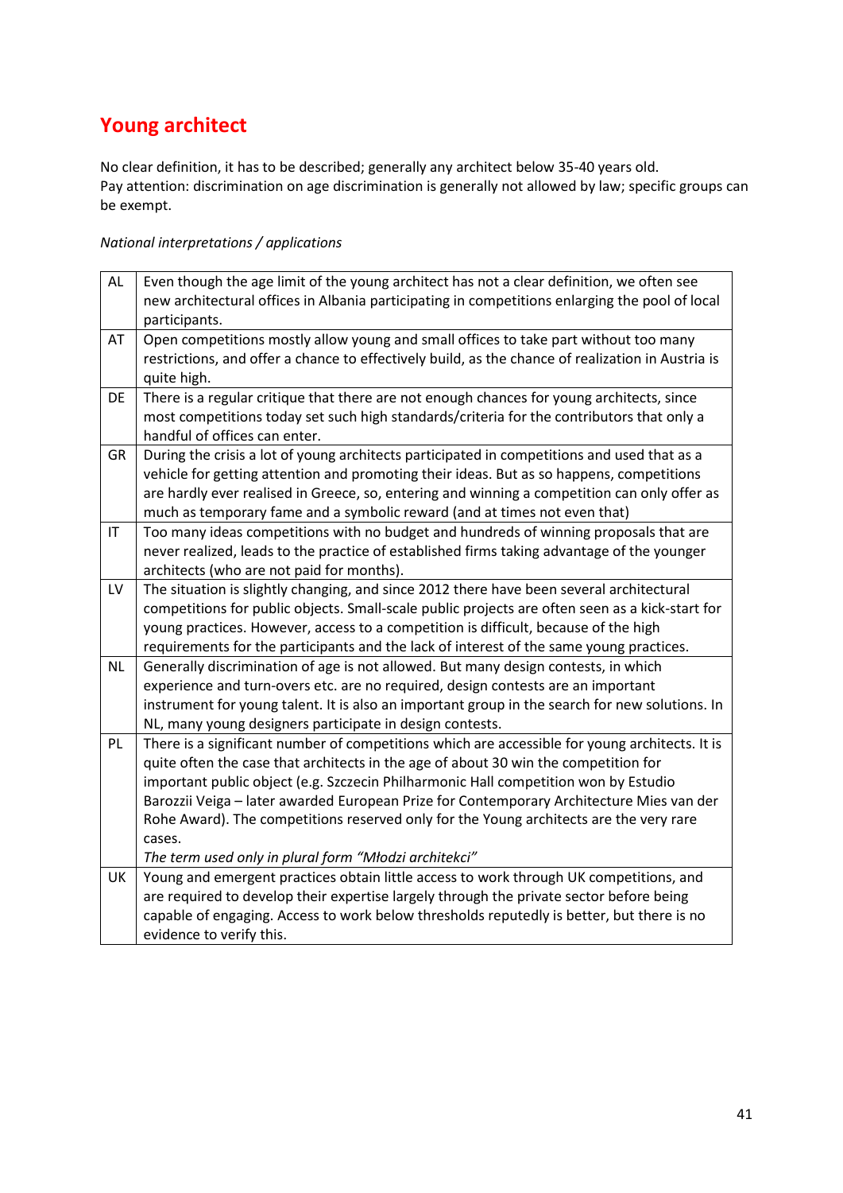## Young architect

No clear definition, it has to be described; generally any architect below 35-40 years old.
Pay attention: discrimination on age discrimination is generally not allowed by law; specific groups can be exempt.

*National interpretations / applications*

| | |
|---|---|
| AL | Even though the age limit of the young architect has not a clear definition, we often see new architectural offices in Albania participating in competitions enlarging the pool of local participants. |
| AT | Open competitions mostly allow young and small offices to take part without too many restrictions, and offer a chance to effectively build, as the chance of realization in Austria is quite high. |
| DE | There is a regular critique that there are not enough chances for young architects, since most competitions today set such high standards/criteria for the contributors that only a handful of offices can enter. |
| GR | During the crisis a lot of young architects participated in competitions and used that as a vehicle for getting attention and promoting their ideas. But as so happens, competitions are hardly ever realised in Greece, so, entering and winning a competition can only offer as much as temporary fame and a symbolic reward (and at times not even that) |
| IT | Too many ideas competitions with no budget and hundreds of winning proposals that are never realized, leads to the practice of established firms taking advantage of the younger architects (who are not paid for months). |
| LV | The situation is slightly changing, and since 2012 there have been several architectural competitions for public objects. Small-scale public projects are often seen as a kick-start for young practices. However, access to a competition is difficult, because of the high requirements for the participants and the lack of interest of the same young practices. |
| NL | Generally discrimination of age is not allowed. But many design contests, in which experience and turn-overs etc. are no required, design contests are an important instrument for young talent. It is also an important group in the search for new solutions. In NL, many young designers participate in design contests. |
| PL | There is a significant number of competitions which are accessible for young architects. It is quite often the case that architects in the age of about 30 win the competition for important public object (e.g. Szczecin Philharmonic Hall competition won by Estudio Barozzii Veiga – later awarded European Prize for Contemporary Architecture Mies van der Rohe Award). The competitions reserved only for the Young architects are the very rare cases.<br>*The term used only in plural form "Młodzi architekci"* |
| UK | Young and emergent practices obtain little access to work through UK competitions, and are required to develop their expertise largely through the private sector before being capable of engaging. Access to work below thresholds reputedly is better, but there is no evidence to verify this. |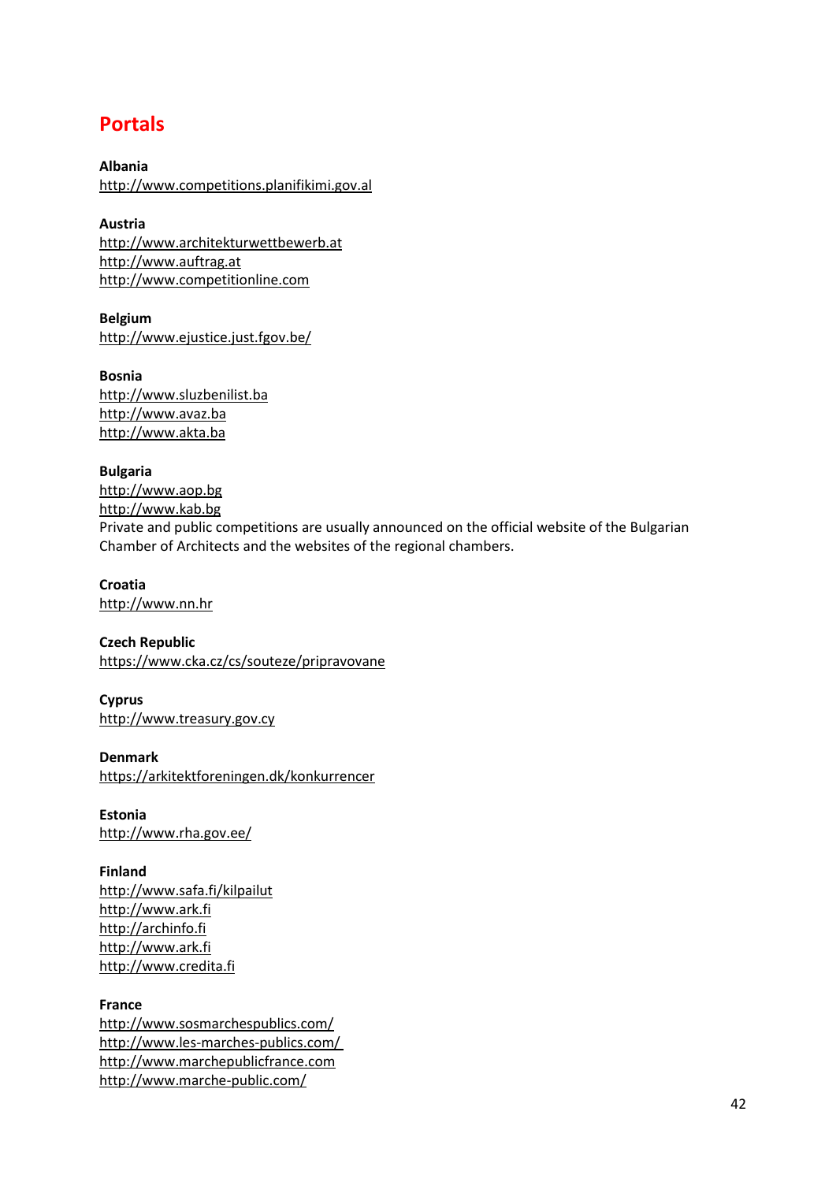# Portals

**Albania**
http://www.competitions.planifikimi.gov.al

**Austria**
http://www.architekturwettbewerb.at
http://www.auftrag.at
http://www.competitionline.com

**Belgium**
http://www.ejustice.just.fgov.be/

**Bosnia**
http://www.sluzbenilist.ba
http://www.avaz.ba
http://www.akta.ba

**Bulgaria**
http://www.aop.bg
http://www.kab.bg
Private and public competitions are usually announced on the official website of the Bulgarian Chamber of Architects and the websites of the regional chambers.

**Croatia**
http://www.nn.hr

**Czech Republic**
https://www.cka.cz/cs/souteze/pripravovane

**Cyprus**
http://www.treasury.gov.cy

**Denmark**
https://arkitektforeningen.dk/konkurrencer

**Estonia**
http://www.rha.gov.ee/

**Finland**
http://www.safa.fi/kilpailut
http://www.ark.fi
http://archinfo.fi
http://www.ark.fi
http://www.credita.fi

**France**
http://www.sosmarchespublics.com/
http://www.les-marches-publics.com/
http://www.marchepublicfrance.com
http://www.marche-public.com/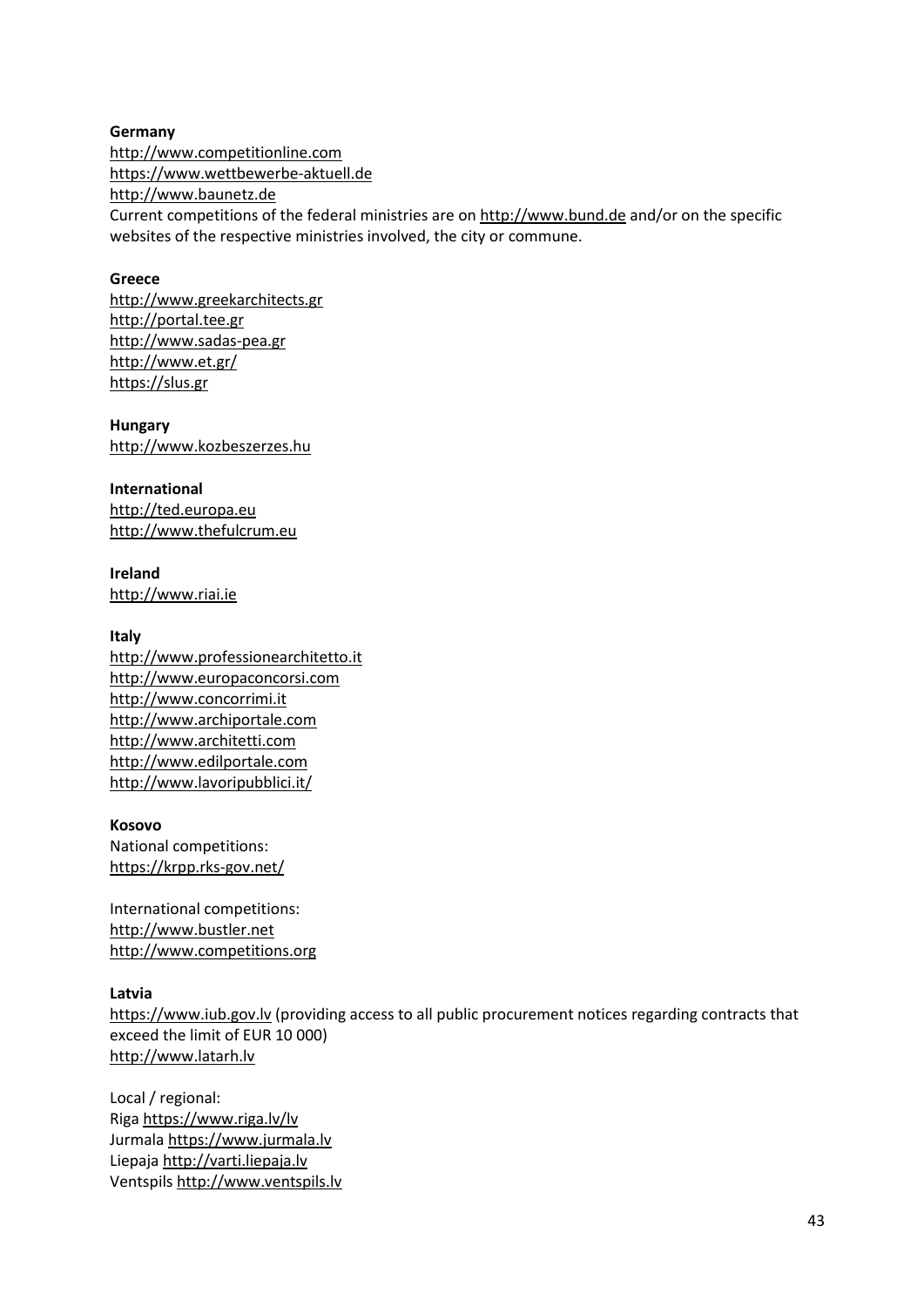**Germany**
http://www.competitionline.com
https://www.wettbewerbe-aktuell.de
http://www.baunetz.de
Current competitions of the federal ministries are on http://www.bund.de and/or on the specific websites of the respective ministries involved, the city or commune.

**Greece**
http://www.greekarchitects.gr
http://portal.tee.gr
http://www.sadas-pea.gr
http://www.et.gr/
https://slus.gr

**Hungary**
http://www.kozbeszerzes.hu

**International**
http://ted.europa.eu
http://www.thefulcrum.eu

**Ireland**
http://www.riai.ie

**Italy**
http://www.professionearchitetto.it
http://www.europaconcorsi.com
http://www.concorrimi.it
http://www.archiportale.com
http://www.architetti.com
http://www.edilportale.com
http://www.lavoripubblici.it/

**Kosovo**
National competitions:
https://krpp.rks-gov.net/

International competitions:
http://www.bustler.net
http://www.competitions.org

**Latvia**
https://www.iub.gov.lv (providing access to all public procurement notices regarding contracts that exceed the limit of EUR 10 000)
http://www.latarh.lv

Local / regional:
Riga https://www.riga.lv/lv
Jurmala https://www.jurmala.lv
Liepaja http://varti.liepaja.lv
Ventspils http://www.ventspils.lv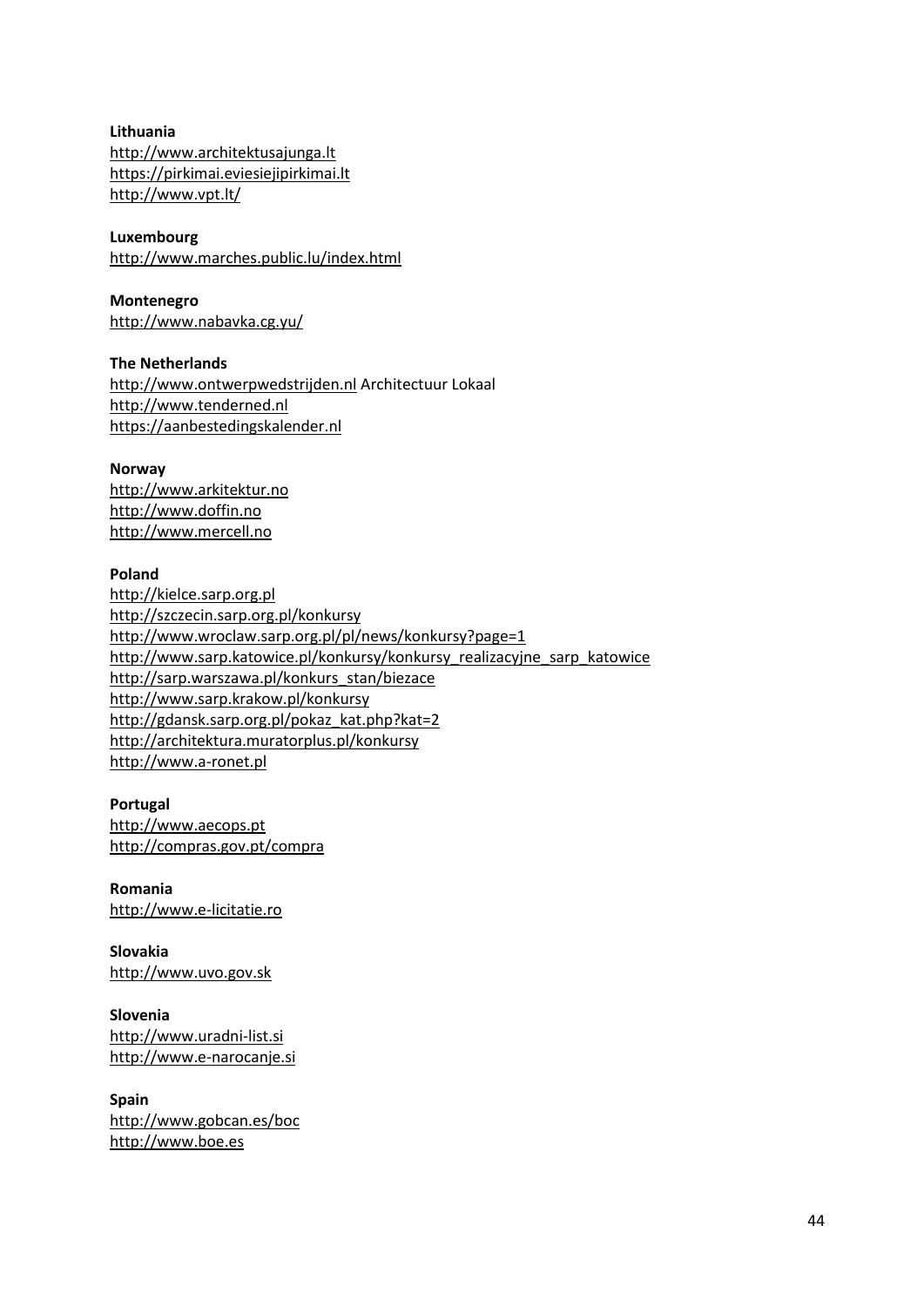**Lithuania**
http://www.architektusajunga.lt
https://pirkimai.eviesiejipirkimai.lt
http://www.vpt.lt/

**Luxembourg**
http://www.marches.public.lu/index.html

**Montenegro**
http://www.nabavka.cg.yu/

**The Netherlands**
http://www.ontwerpwedstrijden.nl Architectuur Lokaal
http://www.tenderned.nl
https://aanbestedingskalender.nl

**Norway**
http://www.arkitektur.no
http://www.doffin.no
http://www.mercell.no

**Poland**
http://kielce.sarp.org.pl
http://szczecin.sarp.org.pl/konkursy
http://www.wroclaw.sarp.org.pl/pl/news/konkursy?page=1
http://www.sarp.katowice.pl/konkursy/konkursy_realizacyjne_sarp_katowice
http://sarp.warszawa.pl/konkurs_stan/biezace
http://www.sarp.krakow.pl/konkursy
http://gdansk.sarp.org.pl/pokaz_kat.php?kat=2
http://architektura.muratorplus.pl/konkursy
http://www.a-ronet.pl

**Portugal**
http://www.aecops.pt
http://compras.gov.pt/compra

**Romania**
http://www.e-licitatie.ro

**Slovakia**
http://www.uvo.gov.sk

**Slovenia**
http://www.uradni-list.si
http://www.e-narocanje.si

**Spain**
http://www.gobcan.es/boc
http://www.boe.es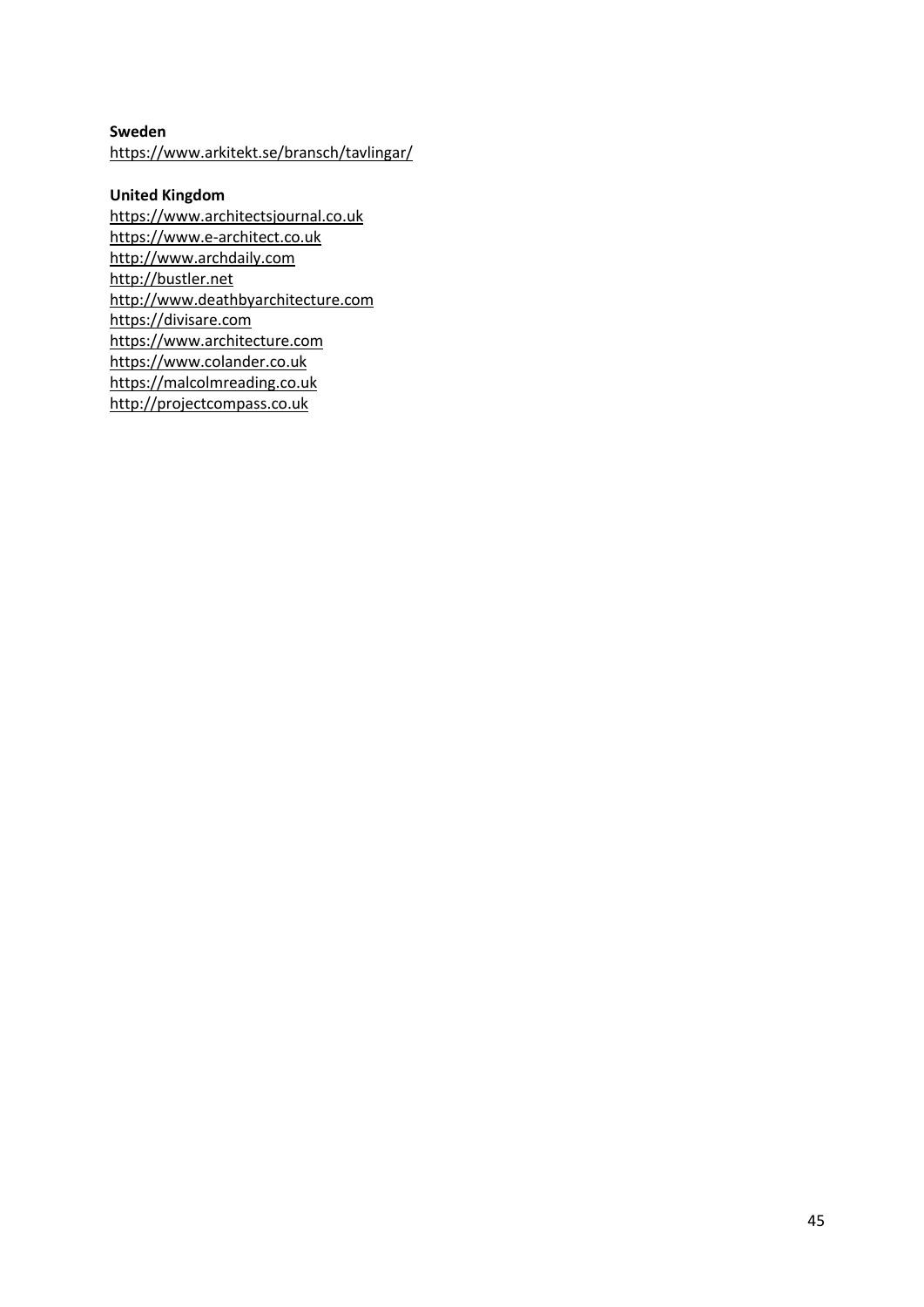**Sweden**
https://www.arkitekt.se/bransch/tavlingar/

**United Kingdom**
https://www.architectsjournal.co.uk
https://www.e-architect.co.uk
http://www.archdaily.com
http://bustler.net
http://www.deathbyarchitecture.com
https://divisare.com
https://www.architecture.com
https://www.colander.co.uk
https://malcolmreading.co.uk
http://projectcompass.co.uk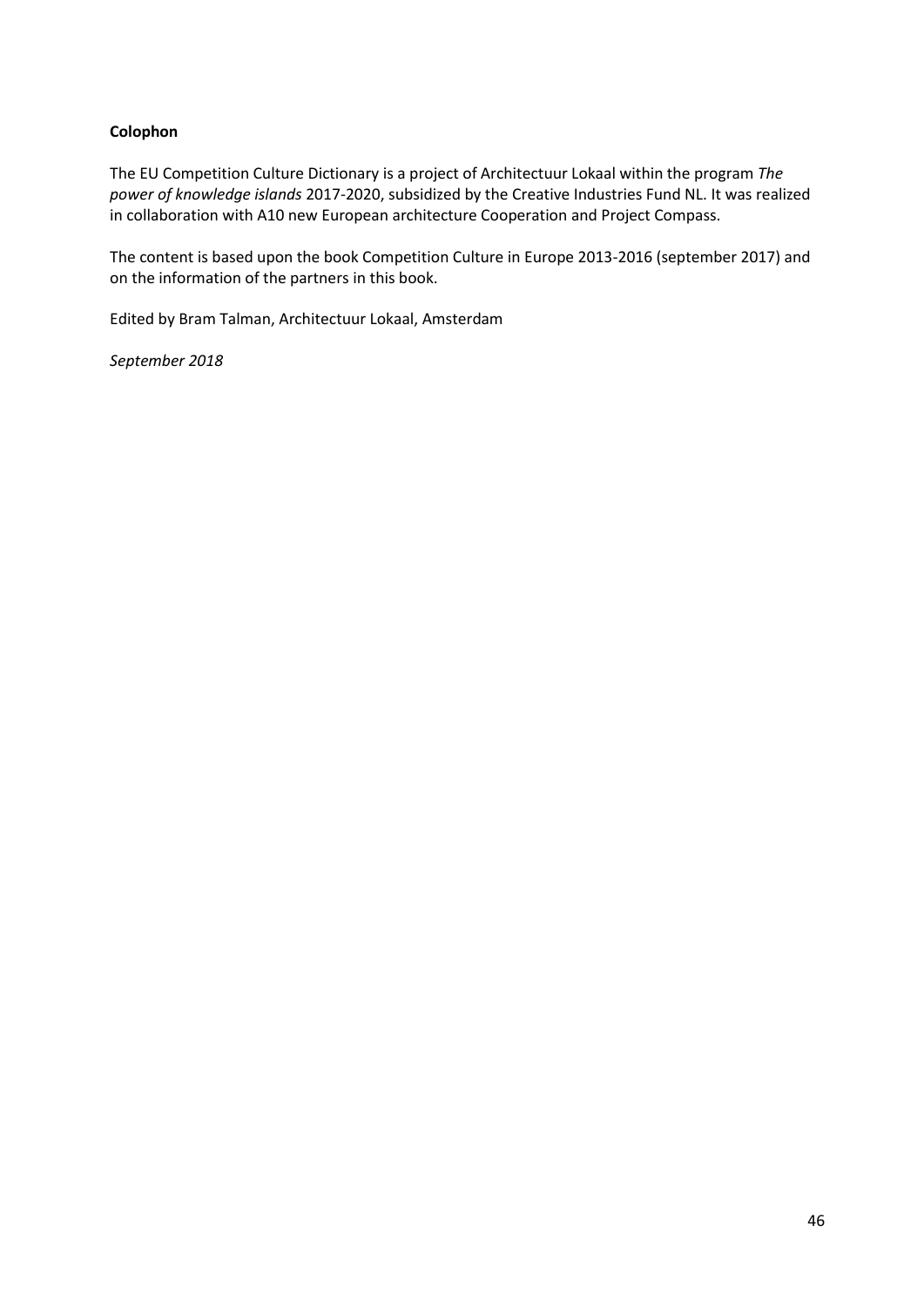**Colophon**

The EU Competition Culture Dictionary is a project of Architectuur Lokaal within the program *The power of knowledge islands* 2017-2020, subsidized by the Creative Industries Fund NL. It was realized in collaboration with A10 new European architecture Cooperation and Project Compass.

The content is based upon the book Competition Culture in Europe 2013-2016 (september 2017) and on the information of the partners in this book.

Edited by Bram Talman, Architectuur Lokaal, Amsterdam

*September 2018*